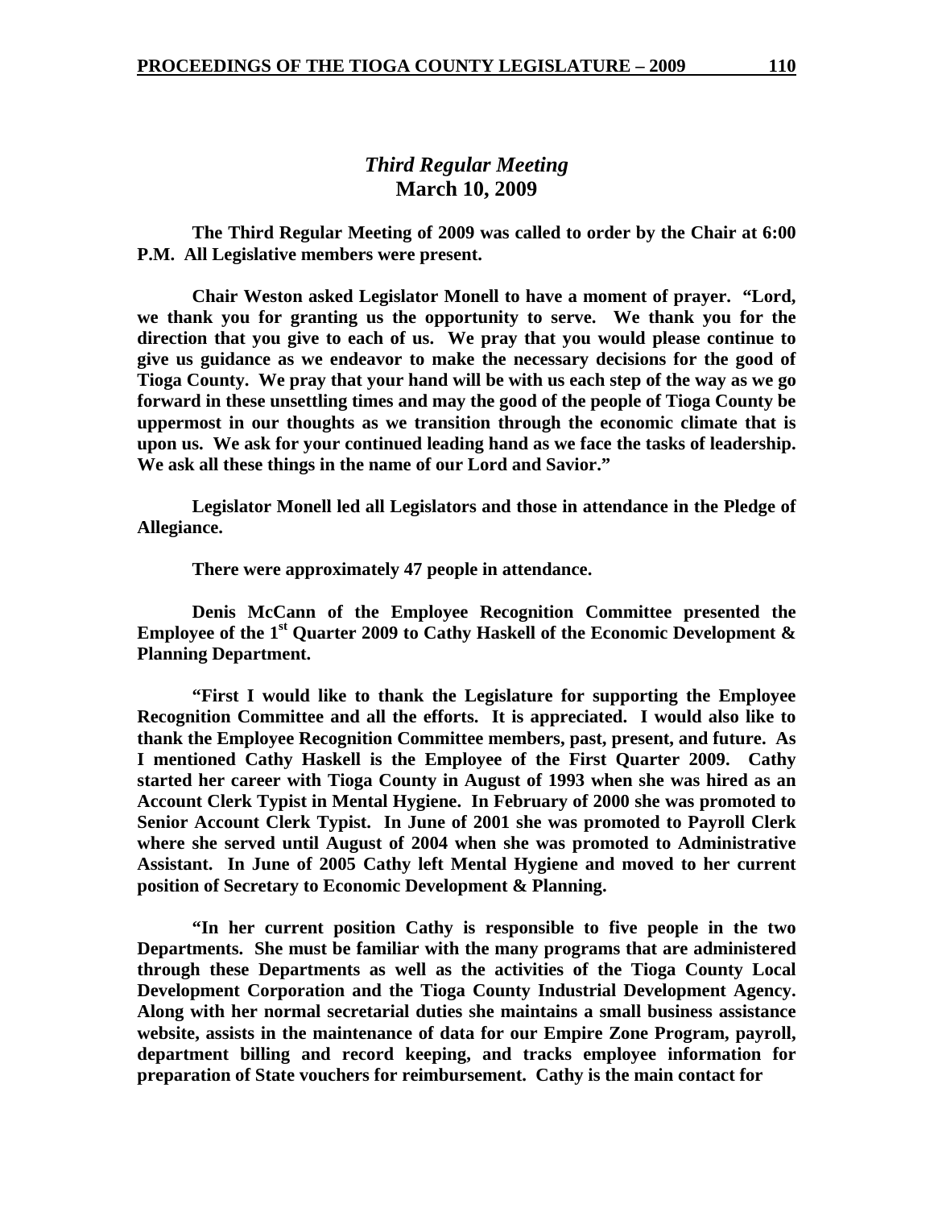# *Third Regular Meeting*
## March 10, 2009

**The Third Regular Meeting of 2009 was called to order by the Chair at 6:00 P.M. All Legislative members were present.**

**Chair Weston asked Legislator Monell to have a moment of prayer. "Lord, we thank you for granting us the opportunity to serve. We thank you for the direction that you give to each of us. We pray that you would please continue to give us guidance as we endeavor to make the necessary decisions for the good of Tioga County. We pray that your hand will be with us each step of the way as we go forward in these unsettling times and may the good of the people of Tioga County be uppermost in our thoughts as we transition through the economic climate that is upon us. We ask for your continued leading hand as we face the tasks of leadership. We ask all these things in the name of our Lord and Savior."**

**Legislator Monell led all Legislators and those in attendance in the Pledge of Allegiance.**

**There were approximately 47 people in attendance.**

**Denis McCann of the Employee Recognition Committee presented the Employee of the 1st Quarter 2009 to Cathy Haskell of the Economic Development & Planning Department.**

**"First I would like to thank the Legislature for supporting the Employee Recognition Committee and all the efforts. It is appreciated. I would also like to thank the Employee Recognition Committee members, past, present, and future. As I mentioned Cathy Haskell is the Employee of the First Quarter 2009. Cathy started her career with Tioga County in August of 1993 when she was hired as an Account Clerk Typist in Mental Hygiene. In February of 2000 she was promoted to Senior Account Clerk Typist. In June of 2001 she was promoted to Payroll Clerk where she served until August of 2004 when she was promoted to Administrative Assistant. In June of 2005 Cathy left Mental Hygiene and moved to her current position of Secretary to Economic Development & Planning.**

**"In her current position Cathy is responsible to five people in the two Departments. She must be familiar with the many programs that are administered through these Departments as well as the activities of the Tioga County Local Development Corporation and the Tioga County Industrial Development Agency. Along with her normal secretarial duties she maintains a small business assistance website, assists in the maintenance of data for our Empire Zone Program, payroll, department billing and record keeping, and tracks employee information for preparation of State vouchers for reimbursement. Cathy is the main contact for**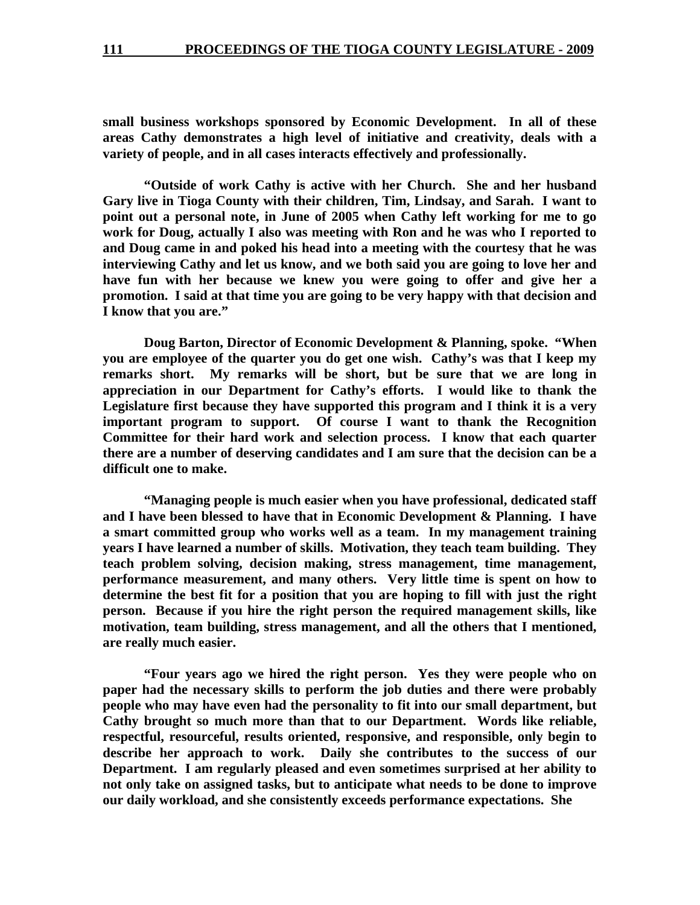**small business workshops sponsored by Economic Development. In all of these areas Cathy demonstrates a high level of initiative and creativity, deals with a variety of people, and in all cases interacts effectively and professionally.**

**"Outside of work Cathy is active with her Church. She and her husband Gary live in Tioga County with their children, Tim, Lindsay, and Sarah. I want to point out a personal note, in June of 2005 when Cathy left working for me to go work for Doug, actually I also was meeting with Ron and he was who I reported to and Doug came in and poked his head into a meeting with the courtesy that he was interviewing Cathy and let us know, and we both said you are going to love her and have fun with her because we knew you were going to offer and give her a promotion. I said at that time you are going to be very happy with that decision and I know that you are."**

**Doug Barton, Director of Economic Development & Planning, spoke. "When you are employee of the quarter you do get one wish. Cathy's was that I keep my remarks short. My remarks will be short, but be sure that we are long in appreciation in our Department for Cathy's efforts. I would like to thank the Legislature first because they have supported this program and I think it is a very important program to support. Of course I want to thank the Recognition Committee for their hard work and selection process. I know that each quarter there are a number of deserving candidates and I am sure that the decision can be a difficult one to make.**

**"Managing people is much easier when you have professional, dedicated staff and I have been blessed to have that in Economic Development & Planning. I have a smart committed group who works well as a team. In my management training years I have learned a number of skills. Motivation, they teach team building. They teach problem solving, decision making, stress management, time management, performance measurement, and many others. Very little time is spent on how to determine the best fit for a position that you are hoping to fill with just the right person. Because if you hire the right person the required management skills, like motivation, team building, stress management, and all the others that I mentioned, are really much easier.**

**"Four years ago we hired the right person. Yes they were people who on paper had the necessary skills to perform the job duties and there were probably people who may have even had the personality to fit into our small department, but Cathy brought so much more than that to our Department. Words like reliable, respectful, resourceful, results oriented, responsive, and responsible, only begin to describe her approach to work. Daily she contributes to the success of our Department. I am regularly pleased and even sometimes surprised at her ability to not only take on assigned tasks, but to anticipate what needs to be done to improve our daily workload, and she consistently exceeds performance expectations. She**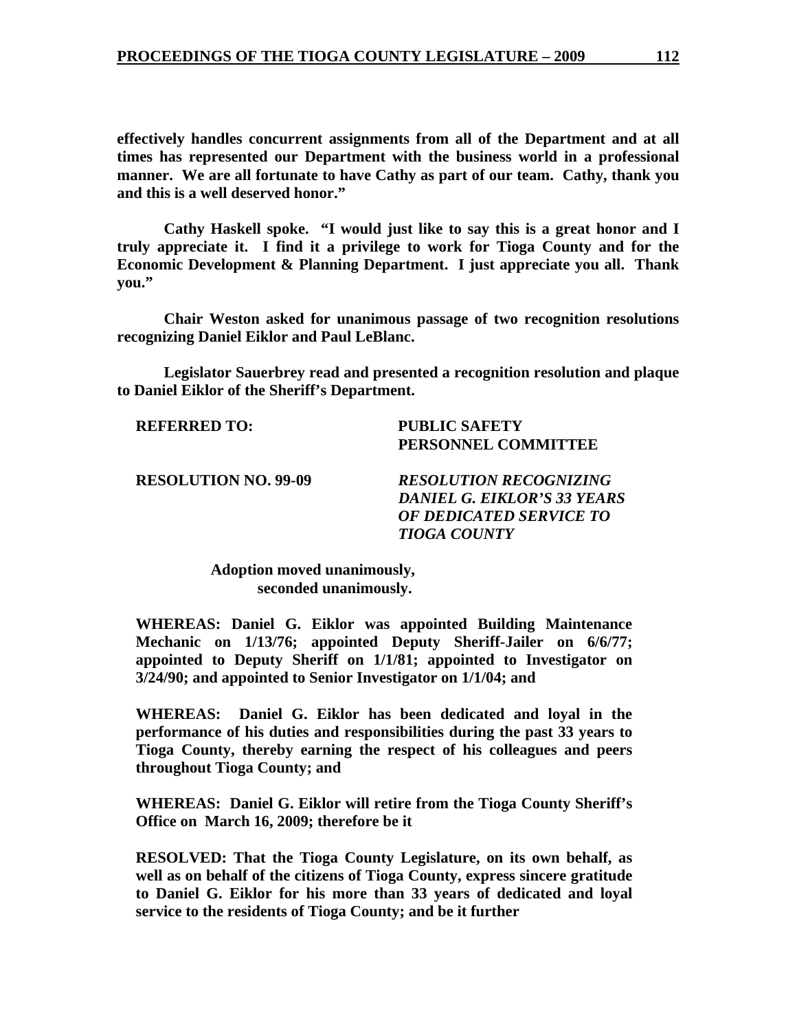**effectively handles concurrent assignments from all of the Department and at all times has represented our Department with the business world in a professional manner. We are all fortunate to have Cathy as part of our team. Cathy, thank you and this is a well deserved honor."**

**Cathy Haskell spoke. "I would just like to say this is a great honor and I truly appreciate it. I find it a privilege to work for Tioga County and for the Economic Development & Planning Department. I just appreciate you all. Thank you."**

**Chair Weston asked for unanimous passage of two recognition resolutions recognizing Daniel Eiklor and Paul LeBlanc.**

**Legislator Sauerbrey read and presented a recognition resolution and plaque to Daniel Eiklor of the Sheriff's Department.**

**REFERRED TO:** **PUBLIC SAFETY PERSONNEL COMMITTEE**

**RESOLUTION NO. 99-09** ***RESOLUTION RECOGNIZING DANIEL G. EIKLOR'S 33 YEARS OF DEDICATED SERVICE TO TIOGA COUNTY***

**Adoption moved unanimously, seconded unanimously.**

**WHEREAS: Daniel G. Eiklor was appointed Building Maintenance Mechanic on 1/13/76; appointed Deputy Sheriff-Jailer on 6/6/77; appointed to Deputy Sheriff on 1/1/81; appointed to Investigator on 3/24/90; and appointed to Senior Investigator on 1/1/04; and**

**WHEREAS: Daniel G. Eiklor has been dedicated and loyal in the performance of his duties and responsibilities during the past 33 years to Tioga County, thereby earning the respect of his colleagues and peers throughout Tioga County; and**

**WHEREAS: Daniel G. Eiklor will retire from the Tioga County Sheriff's Office on March 16, 2009; therefore be it**

**RESOLVED: That the Tioga County Legislature, on its own behalf, as well as on behalf of the citizens of Tioga County, express sincere gratitude to Daniel G. Eiklor for his more than 33 years of dedicated and loyal service to the residents of Tioga County; and be it further**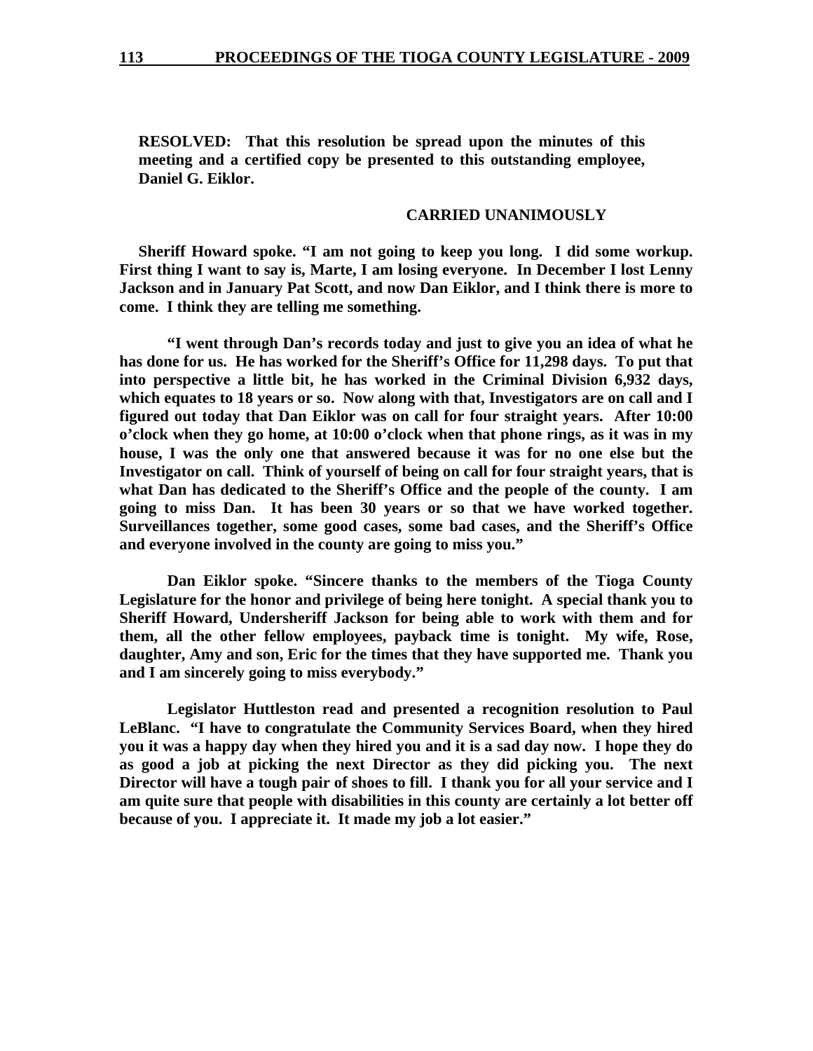**RESOLVED: That this resolution be spread upon the minutes of this meeting and a certified copy be presented to this outstanding employee, Daniel G. Eiklor.**

**CARRIED UNANIMOUSLY**

**Sheriff Howard spoke. "I am not going to keep you long. I did some workup. First thing I want to say is, Marte, I am losing everyone. In December I lost Lenny Jackson and in January Pat Scott, and now Dan Eiklor, and I think there is more to come. I think they are telling me something.**

**"I went through Dan's records today and just to give you an idea of what he has done for us. He has worked for the Sheriff's Office for 11,298 days. To put that into perspective a little bit, he has worked in the Criminal Division 6,932 days, which equates to 18 years or so. Now along with that, Investigators are on call and I figured out today that Dan Eiklor was on call for four straight years. After 10:00 o'clock when they go home, at 10:00 o'clock when that phone rings, as it was in my house, I was the only one that answered because it was for no one else but the Investigator on call. Think of yourself of being on call for four straight years, that is what Dan has dedicated to the Sheriff's Office and the people of the county. I am going to miss Dan. It has been 30 years or so that we have worked together. Surveillances together, some good cases, some bad cases, and the Sheriff's Office and everyone involved in the county are going to miss you."**

**Dan Eiklor spoke. "Sincere thanks to the members of the Tioga County Legislature for the honor and privilege of being here tonight. A special thank you to Sheriff Howard, Undersheriff Jackson for being able to work with them and for them, all the other fellow employees, payback time is tonight. My wife, Rose, daughter, Amy and son, Eric for the times that they have supported me. Thank you and I am sincerely going to miss everybody."**

**Legislator Huttleston read and presented a recognition resolution to Paul LeBlanc. "I have to congratulate the Community Services Board, when they hired you it was a happy day when they hired you and it is a sad day now. I hope they do as good a job at picking the next Director as they did picking you. The next Director will have a tough pair of shoes to fill. I thank you for all your service and I am quite sure that people with disabilities in this county are certainly a lot better off because of you. I appreciate it. It made my job a lot easier."**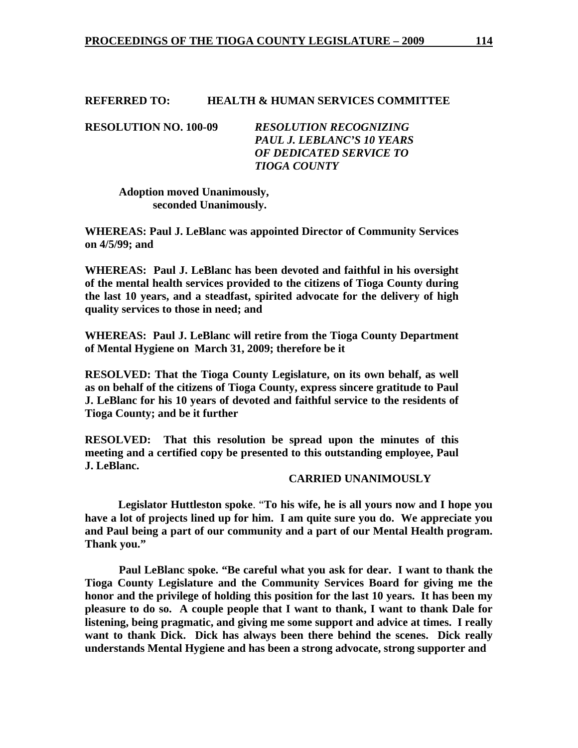**REFERRED TO: HEALTH & HUMAN SERVICES COMMITTEE**

**RESOLUTION NO. 100-09** ***RESOLUTION RECOGNIZING PAUL J. LEBLANC'S 10 YEARS OF DEDICATED SERVICE TO TIOGA COUNTY***

**Adoption moved Unanimously, seconded Unanimously.**

**WHEREAS: Paul J. LeBlanc was appointed Director of Community Services on 4/5/99; and**

**WHEREAS: Paul J. LeBlanc has been devoted and faithful in his oversight of the mental health services provided to the citizens of Tioga County during the last 10 years, and a steadfast, spirited advocate for the delivery of high quality services to those in need; and**

**WHEREAS: Paul J. LeBlanc will retire from the Tioga County Department of Mental Hygiene on March 31, 2009; therefore be it**

**RESOLVED: That the Tioga County Legislature, on its own behalf, as well as on behalf of the citizens of Tioga County, express sincere gratitude to Paul J. LeBlanc for his 10 years of devoted and faithful service to the residents of Tioga County; and be it further**

**RESOLVED: That this resolution be spread upon the minutes of this meeting and a certified copy be presented to this outstanding employee, Paul J. LeBlanc.**

**CARRIED UNANIMOUSLY**

**Legislator Huttleston spoke**. "**To his wife, he is all yours now and I hope you have a lot of projects lined up for him. I am quite sure you do. We appreciate you and Paul being a part of our community and a part of our Mental Health program. Thank you."**

**Paul LeBlanc spoke. "Be careful what you ask for dear. I want to thank the Tioga County Legislature and the Community Services Board for giving me the honor and the privilege of holding this position for the last 10 years. It has been my pleasure to do so. A couple people that I want to thank, I want to thank Dale for listening, being pragmatic, and giving me some support and advice at times. I really want to thank Dick. Dick has always been there behind the scenes. Dick really understands Mental Hygiene and has been a strong advocate, strong supporter and**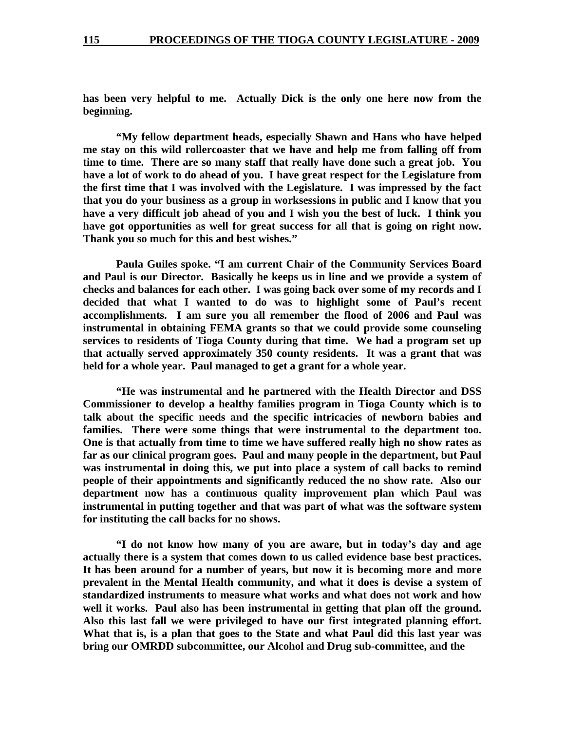**has been very helpful to me. Actually Dick is the only one here now from the beginning.**

**"My fellow department heads, especially Shawn and Hans who have helped me stay on this wild rollercoaster that we have and help me from falling off from time to time. There are so many staff that really have done such a great job. You have a lot of work to do ahead of you. I have great respect for the Legislature from the first time that I was involved with the Legislature. I was impressed by the fact that you do your business as a group in worksessions in public and I know that you have a very difficult job ahead of you and I wish you the best of luck. I think you have got opportunities as well for great success for all that is going on right now. Thank you so much for this and best wishes."**

**Paula Guiles spoke. "I am current Chair of the Community Services Board and Paul is our Director. Basically he keeps us in line and we provide a system of checks and balances for each other. I was going back over some of my records and I decided that what I wanted to do was to highlight some of Paul's recent accomplishments. I am sure you all remember the flood of 2006 and Paul was instrumental in obtaining FEMA grants so that we could provide some counseling services to residents of Tioga County during that time. We had a program set up that actually served approximately 350 county residents. It was a grant that was held for a whole year. Paul managed to get a grant for a whole year.**

**"He was instrumental and he partnered with the Health Director and DSS Commissioner to develop a healthy families program in Tioga County which is to talk about the specific needs and the specific intricacies of newborn babies and families. There were some things that were instrumental to the department too. One is that actually from time to time we have suffered really high no show rates as far as our clinical program goes. Paul and many people in the department, but Paul was instrumental in doing this, we put into place a system of call backs to remind people of their appointments and significantly reduced the no show rate. Also our department now has a continuous quality improvement plan which Paul was instrumental in putting together and that was part of what was the software system for instituting the call backs for no shows.**

**"I do not know how many of you are aware, but in today's day and age actually there is a system that comes down to us called evidence base best practices. It has been around for a number of years, but now it is becoming more and more prevalent in the Mental Health community, and what it does is devise a system of standardized instruments to measure what works and what does not work and how well it works. Paul also has been instrumental in getting that plan off the ground. Also this last fall we were privileged to have our first integrated planning effort. What that is, is a plan that goes to the State and what Paul did this last year was bring our OMRDD subcommittee, our Alcohol and Drug sub-committee, and the**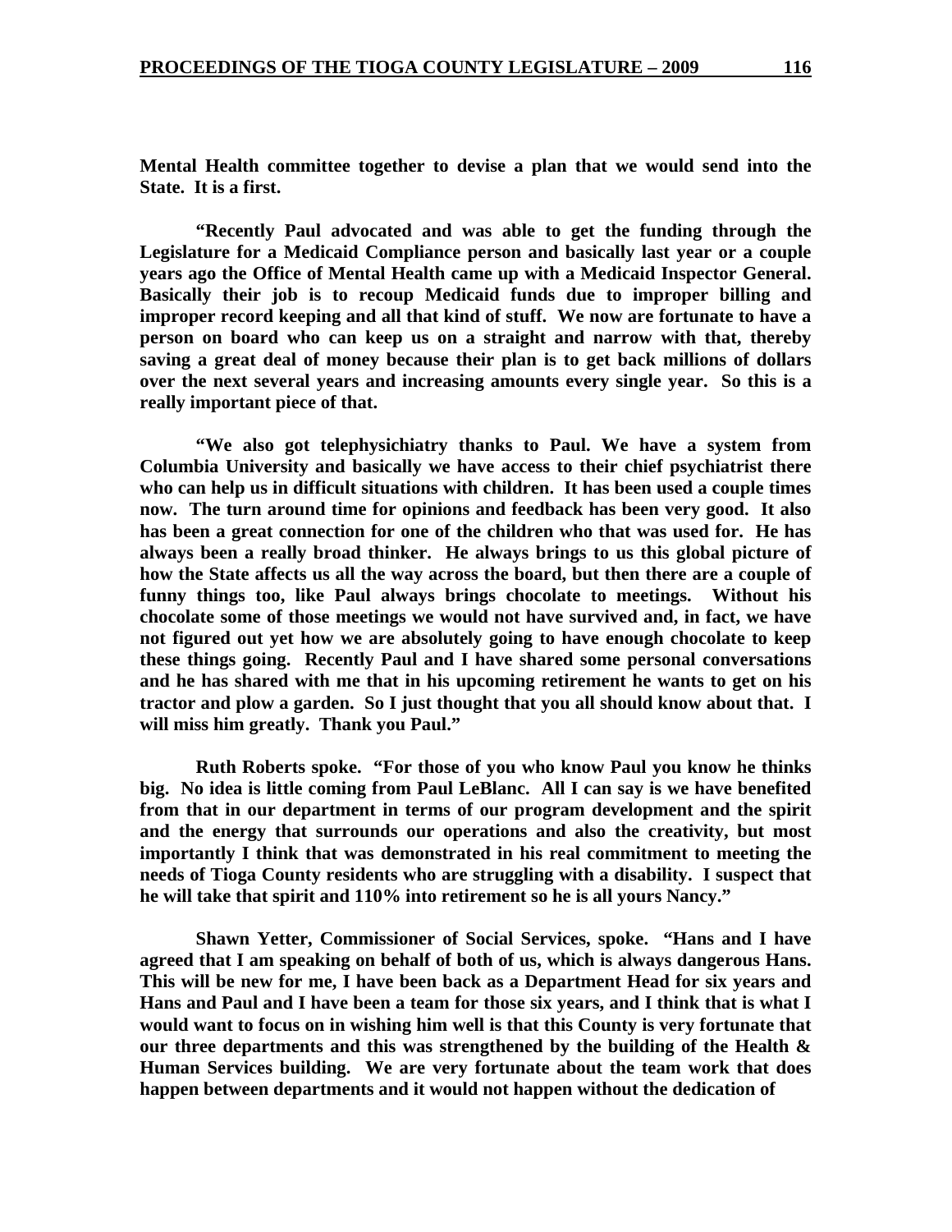**Mental Health committee together to devise a plan that we would send into the State. It is a first.**

**"Recently Paul advocated and was able to get the funding through the Legislature for a Medicaid Compliance person and basically last year or a couple years ago the Office of Mental Health came up with a Medicaid Inspector General. Basically their job is to recoup Medicaid funds due to improper billing and improper record keeping and all that kind of stuff. We now are fortunate to have a person on board who can keep us on a straight and narrow with that, thereby saving a great deal of money because their plan is to get back millions of dollars over the next several years and increasing amounts every single year. So this is a really important piece of that.**

**"We also got telephysichiatry thanks to Paul. We have a system from Columbia University and basically we have access to their chief psychiatrist there who can help us in difficult situations with children. It has been used a couple times now. The turn around time for opinions and feedback has been very good. It also has been a great connection for one of the children who that was used for. He has always been a really broad thinker. He always brings to us this global picture of how the State affects us all the way across the board, but then there are a couple of funny things too, like Paul always brings chocolate to meetings. Without his chocolate some of those meetings we would not have survived and, in fact, we have not figured out yet how we are absolutely going to have enough chocolate to keep these things going. Recently Paul and I have shared some personal conversations and he has shared with me that in his upcoming retirement he wants to get on his tractor and plow a garden. So I just thought that you all should know about that. I will miss him greatly. Thank you Paul."**

**Ruth Roberts spoke. "For those of you who know Paul you know he thinks big. No idea is little coming from Paul LeBlanc. All I can say is we have benefited from that in our department in terms of our program development and the spirit and the energy that surrounds our operations and also the creativity, but most importantly I think that was demonstrated in his real commitment to meeting the needs of Tioga County residents who are struggling with a disability. I suspect that he will take that spirit and 110% into retirement so he is all yours Nancy."**

**Shawn Yetter, Commissioner of Social Services, spoke. "Hans and I have agreed that I am speaking on behalf of both of us, which is always dangerous Hans. This will be new for me, I have been back as a Department Head for six years and Hans and Paul and I have been a team for those six years, and I think that is what I would want to focus on in wishing him well is that this County is very fortunate that our three departments and this was strengthened by the building of the Health & Human Services building. We are very fortunate about the team work that does happen between departments and it would not happen without the dedication of**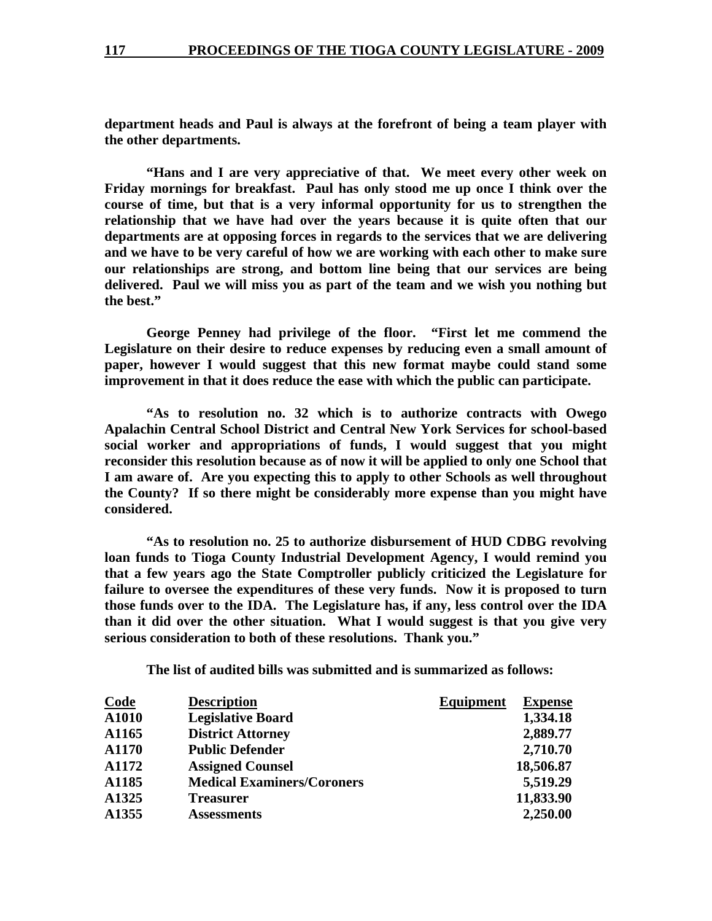**department heads and Paul is always at the forefront of being a team player with the other departments.**

**"Hans and I are very appreciative of that. We meet every other week on Friday mornings for breakfast. Paul has only stood me up once I think over the course of time, but that is a very informal opportunity for us to strengthen the relationship that we have had over the years because it is quite often that our departments are at opposing forces in regards to the services that we are delivering and we have to be very careful of how we are working with each other to make sure our relationships are strong, and bottom line being that our services are being delivered. Paul we will miss you as part of the team and we wish you nothing but the best."**

**George Penney had privilege of the floor. "First let me commend the Legislature on their desire to reduce expenses by reducing even a small amount of paper, however I would suggest that this new format maybe could stand some improvement in that it does reduce the ease with which the public can participate.**

**"As to resolution no. 32 which is to authorize contracts with Owego Apalachin Central School District and Central New York Services for school-based social worker and appropriations of funds, I would suggest that you might reconsider this resolution because as of now it will be applied to only one School that I am aware of. Are you expecting this to apply to other Schools as well throughout the County? If so there might be considerably more expense than you might have considered.**

**"As to resolution no. 25 to authorize disbursement of HUD CDBG revolving loan funds to Tioga County Industrial Development Agency, I would remind you that a few years ago the State Comptroller publicly criticized the Legislature for failure to oversee the expenditures of these very funds. Now it is proposed to turn those funds over to the IDA. The Legislature has, if any, less control over the IDA than it did over the other situation. What I would suggest is that you give very serious consideration to both of these resolutions. Thank you."**

**The list of audited bills was submitted and is summarized as follows:**

| Code | Description | Equipment | Expense |
|---|---|---|---|
| A1010 | Legislative Board | | 1,334.18 |
| A1165 | District Attorney | | 2,889.77 |
| A1170 | Public Defender | | 2,710.70 |
| A1172 | Assigned Counsel | | 18,506.87 |
| A1185 | Medical Examiners/Coroners | | 5,519.29 |
| A1325 | Treasurer | | 11,833.90 |
| A1355 | Assessments | | 2,250.00 |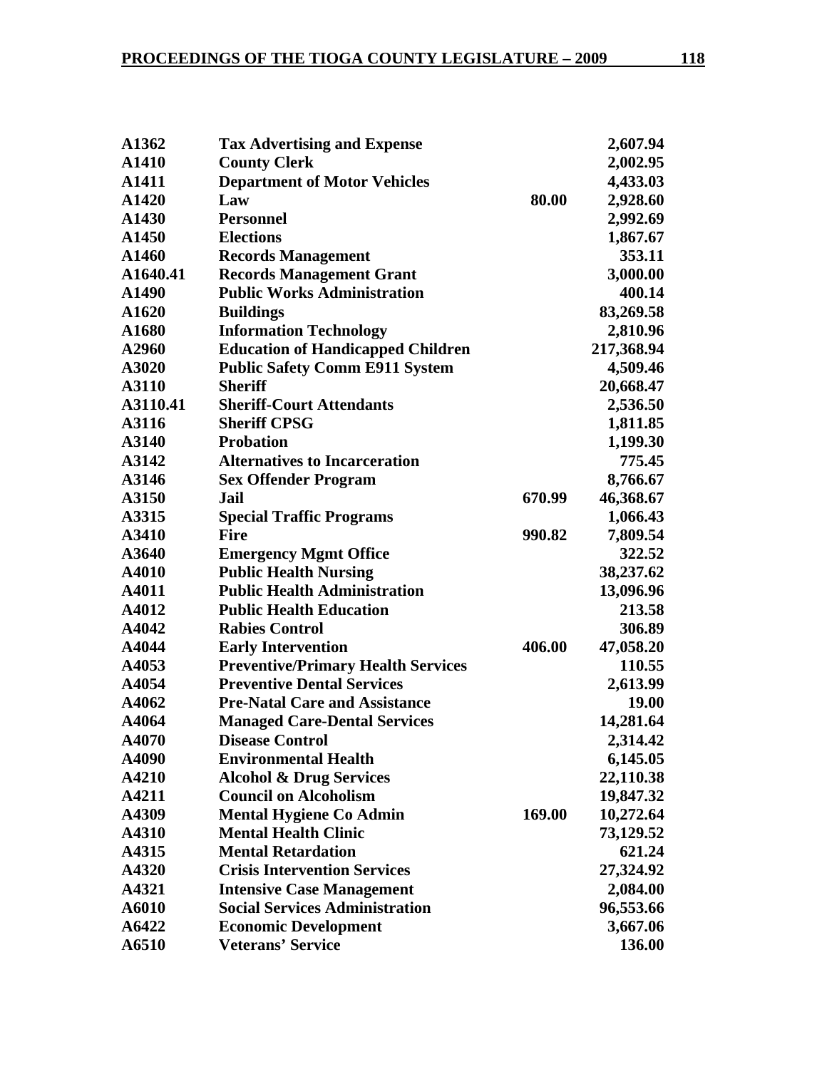| | | | |
|---|---|---|---|
| **A1362** | **Tax Advertising and Expense** | | **2,607.94** |
| **A1410** | **County Clerk** | | **2,002.95** |
| **A1411** | **Department of Motor Vehicles** | | **4,433.03** |
| **A1420** | **Law** | **80.00** | **2,928.60** |
| **A1430** | **Personnel** | | **2,992.69** |
| **A1450** | **Elections** | | **1,867.67** |
| **A1460** | **Records Management** | | **353.11** |
| **A1640.41** | **Records Management Grant** | | **3,000.00** |
| **A1490** | **Public Works Administration** | | **400.14** |
| **A1620** | **Buildings** | | **83,269.58** |
| **A1680** | **Information Technology** | | **2,810.96** |
| **A2960** | **Education of Handicapped Children** | | **217,368.94** |
| **A3020** | **Public Safety Comm E911 System** | | **4,509.46** |
| **A3110** | **Sheriff** | | **20,668.47** |
| **A3110.41** | **Sheriff-Court Attendants** | | **2,536.50** |
| **A3116** | **Sheriff CPSG** | | **1,811.85** |
| **A3140** | **Probation** | | **1,199.30** |
| **A3142** | **Alternatives to Incarceration** | | **775.45** |
| **A3146** | **Sex Offender Program** | | **8,766.67** |
| **A3150** | **Jail** | **670.99** | **46,368.67** |
| **A3315** | **Special Traffic Programs** | | **1,066.43** |
| **A3410** | **Fire** | **990.82** | **7,809.54** |
| **A3640** | **Emergency Mgmt Office** | | **322.52** |
| **A4010** | **Public Health Nursing** | | **38,237.62** |
| **A4011** | **Public Health Administration** | | **13,096.96** |
| **A4012** | **Public Health Education** | | **213.58** |
| **A4042** | **Rabies Control** | | **306.89** |
| **A4044** | **Early Intervention** | **406.00** | **47,058.20** |
| **A4053** | **Preventive/Primary Health Services** | | **110.55** |
| **A4054** | **Preventive Dental Services** | | **2,613.99** |
| **A4062** | **Pre-Natal Care and Assistance** | | **19.00** |
| **A4064** | **Managed Care-Dental Services** | | **14,281.64** |
| **A4070** | **Disease Control** | | **2,314.42** |
| **A4090** | **Environmental Health** | | **6,145.05** |
| **A4210** | **Alcohol & Drug Services** | | **22,110.38** |
| **A4211** | **Council on Alcoholism** | | **19,847.32** |
| **A4309** | **Mental Hygiene Co Admin** | **169.00** | **10,272.64** |
| **A4310** | **Mental Health Clinic** | | **73,129.52** |
| **A4315** | **Mental Retardation** | | **621.24** |
| **A4320** | **Crisis Intervention Services** | | **27,324.92** |
| **A4321** | **Intensive Case Management** | | **2,084.00** |
| **A6010** | **Social Services Administration** | | **96,553.66** |
| **A6422** | **Economic Development** | | **3,667.06** |
| **A6510** | **Veterans' Service** | | **136.00** |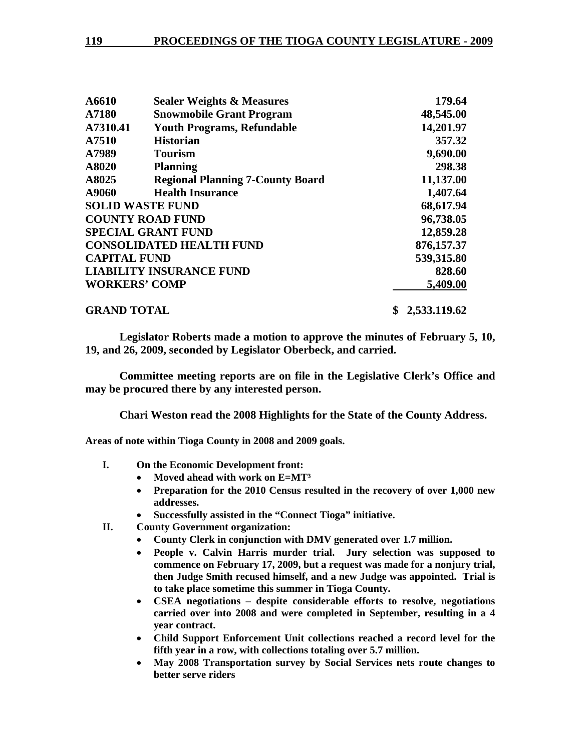| | | |
|---|---|---|
| **A6610** | **Sealer Weights & Measures** | **179.64** |
| **A7180** | **Snowmobile Grant Program** | **48,545.00** |
| **A7310.41** | **Youth Programs, Refundable** | **14,201.97** |
| **A7510** | **Historian** | **357.32** |
| **A7989** | **Tourism** | **9,690.00** |
| **A8020** | **Planning** | **298.38** |
| **A8025** | **Regional Planning 7-County Board** | **11,137.00** |
| **A9060** | **Health Insurance** | **1,407.64** |
| **SOLID WASTE FUND** | | **68,617.94** |
| **COUNTY ROAD FUND** | | **96,738.05** |
| **SPECIAL GRANT FUND** | | **12,859.28** |
| **CONSOLIDATED HEALTH FUND** | | **876,157.37** |
| **CAPITAL FUND** | | **539,315.80** |
| **LIABILITY INSURANCE FUND** | | **828.60** |
| **WORKERS' COMP** | | **5,409.00** |
| **GRAND TOTAL** | | **$ 2,533.119.62** |

**Legislator Roberts made a motion to approve the minutes of February 5, 10, 19, and 26, 2009, seconded by Legislator Oberbeck, and carried.**

**Committee meeting reports are on file in the Legislative Clerk's Office and may be procured there by any interested person.**

**Chari Weston read the 2008 Highlights for the State of the County Address.**

**Areas of note within Tioga County in 2008 and 2009 goals.**

**I. On the Economic Development front:**
- **Moved ahead with work on E=MT³**
- **Preparation for the 2010 Census resulted in the recovery of over 1,000 new addresses.**
- **Successfully assisted in the "Connect Tioga" initiative.**

**II. County Government organization:**
- **County Clerk in conjunction with DMV generated over 1.7 million.**
- **People v. Calvin Harris murder trial. Jury selection was supposed to commence on February 17, 2009, but a request was made for a nonjury trial, then Judge Smith recused himself, and a new Judge was appointed. Trial is to take place sometime this summer in Tioga County.**
- **CSEA negotiations – despite considerable efforts to resolve, negotiations carried over into 2008 and were completed in September, resulting in a 4 year contract.**
- **Child Support Enforcement Unit collections reached a record level for the fifth year in a row, with collections totaling over 5.7 million.**
- **May 2008 Transportation survey by Social Services nets route changes to better serve riders**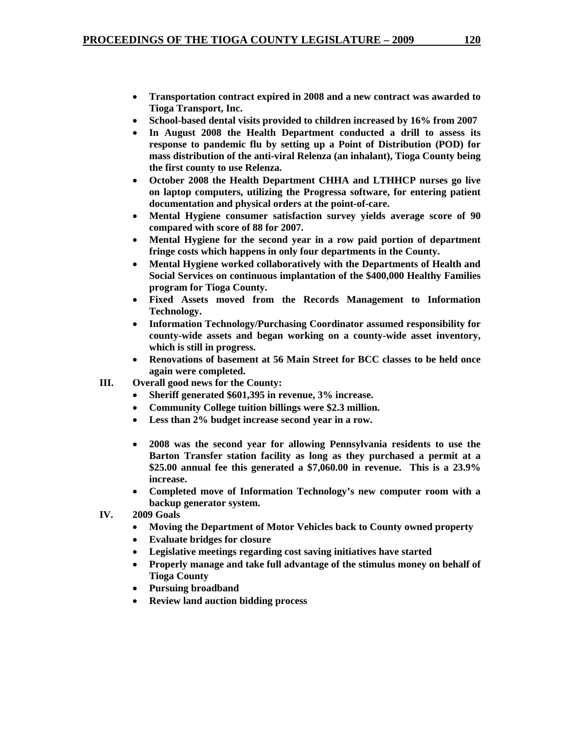- **Transportation contract expired in 2008 and a new contract was awarded to Tioga Transport, Inc.**
- **School-based dental visits provided to children increased by 16% from 2007**
- **In August 2008 the Health Department conducted a drill to assess its response to pandemic flu by setting up a Point of Distribution (POD) for mass distribution of the anti-viral Relenza (an inhalant), Tioga County being the first county to use Relenza.**
- **October 2008 the Health Department CHHA and LTHHCP nurses go live on laptop computers, utilizing the Progressa software, for entering patient documentation and physical orders at the point-of-care.**
- **Mental Hygiene consumer satisfaction survey yields average score of 90 compared with score of 88 for 2007.**
- **Mental Hygiene for the second year in a row paid portion of department fringe costs which happens in only four departments in the County.**
- **Mental Hygiene worked collaboratively with the Departments of Health and Social Services on continuous implantation of the $400,000 Healthy Families program for Tioga County.**
- **Fixed Assets moved from the Records Management to Information Technology.**
- **Information Technology/Purchasing Coordinator assumed responsibility for county-wide assets and began working on a county-wide asset inventory, which is still in progress.**
- **Renovations of basement at 56 Main Street for BCC classes to be held once again were completed.**

**III. Overall good news for the County:**

- **Sheriff generated $601,395 in revenue, 3% increase.**
- **Community College tuition billings were $2.3 million.**
- **Less than 2% budget increase second year in a row.**

- **2008 was the second year for allowing Pennsylvania residents to use the Barton Transfer station facility as long as they purchased a permit at a $25.00 annual fee this generated a $7,060.00 in revenue. This is a 23.9% increase.**
- **Completed move of Information Technology's new computer room with a backup generator system.**

**IV. 2009 Goals**

- **Moving the Department of Motor Vehicles back to County owned property**
- **Evaluate bridges for closure**
- **Legislative meetings regarding cost saving initiatives have started**
- **Properly manage and take full advantage of the stimulus money on behalf of Tioga County**
- **Pursuing broadband**
- **Review land auction bidding process**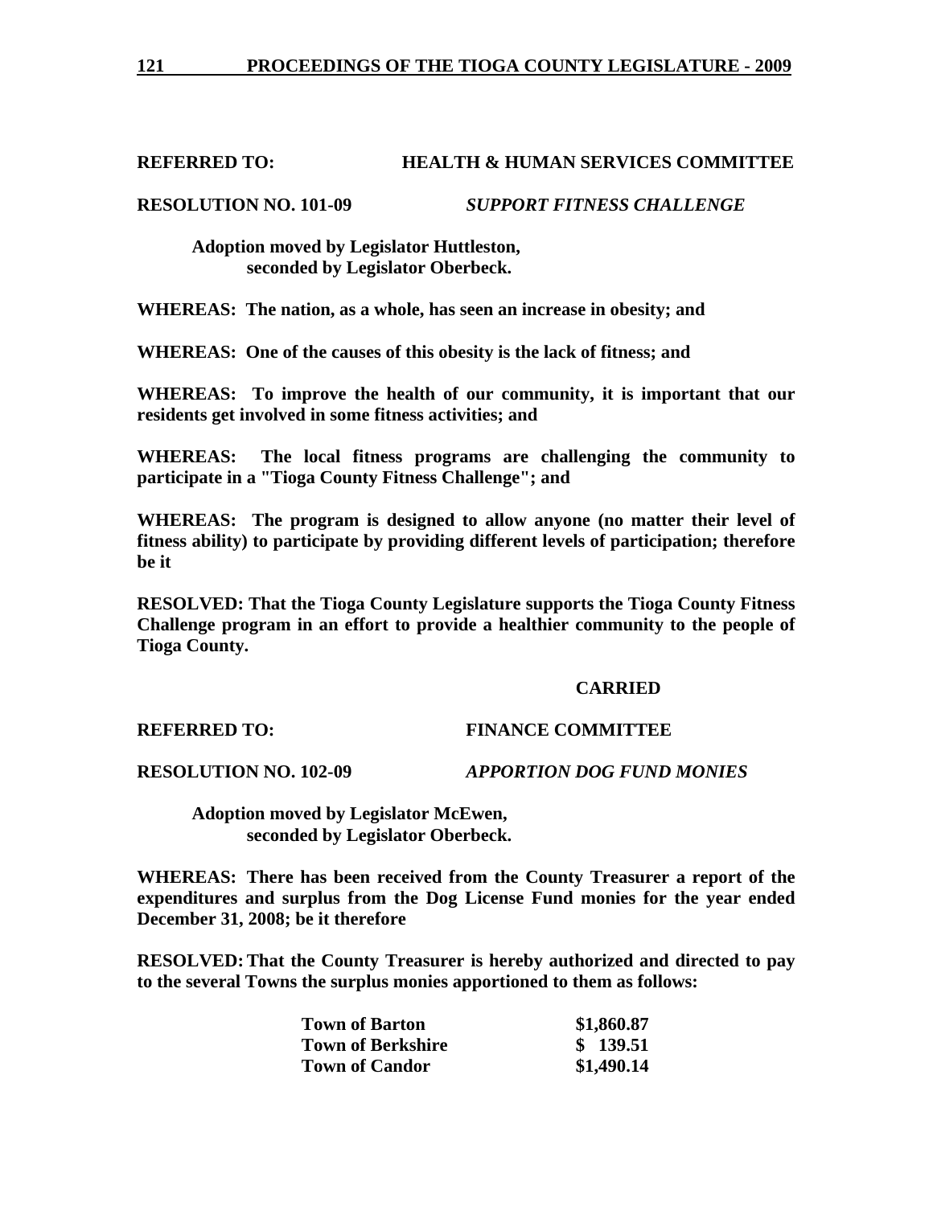**REFERRED TO: HEALTH & HUMAN SERVICES COMMITTEE**

**RESOLUTION NO. 101-09** ***SUPPORT FITNESS CHALLENGE***

**Adoption moved by Legislator Huttleston, seconded by Legislator Oberbeck.**

**WHEREAS: The nation, as a whole, has seen an increase in obesity; and**

**WHEREAS: One of the causes of this obesity is the lack of fitness; and**

**WHEREAS: To improve the health of our community, it is important that our residents get involved in some fitness activities; and**

**WHEREAS: The local fitness programs are challenging the community to participate in a "Tioga County Fitness Challenge"; and**

**WHEREAS: The program is designed to allow anyone (no matter their level of fitness ability) to participate by providing different levels of participation; therefore be it**

**RESOLVED: That the Tioga County Legislature supports the Tioga County Fitness Challenge program in an effort to provide a healthier community to the people of Tioga County.**

**CARRIED**

**REFERRED TO: FINANCE COMMITTEE**

**RESOLUTION NO. 102-09** ***APPORTION DOG FUND MONIES***

**Adoption moved by Legislator McEwen, seconded by Legislator Oberbeck.**

**WHEREAS: There has been received from the County Treasurer a report of the expenditures and surplus from the Dog License Fund monies for the year ended December 31, 2008; be it therefore**

**RESOLVED: That the County Treasurer is hereby authorized and directed to pay to the several Towns the surplus monies apportioned to them as follows:**

| | |
|---|---|
| **Town of Barton** | **$1,860.87** |
| **Town of Berkshire** | **$ 139.51** |
| **Town of Candor** | **$1,490.14** |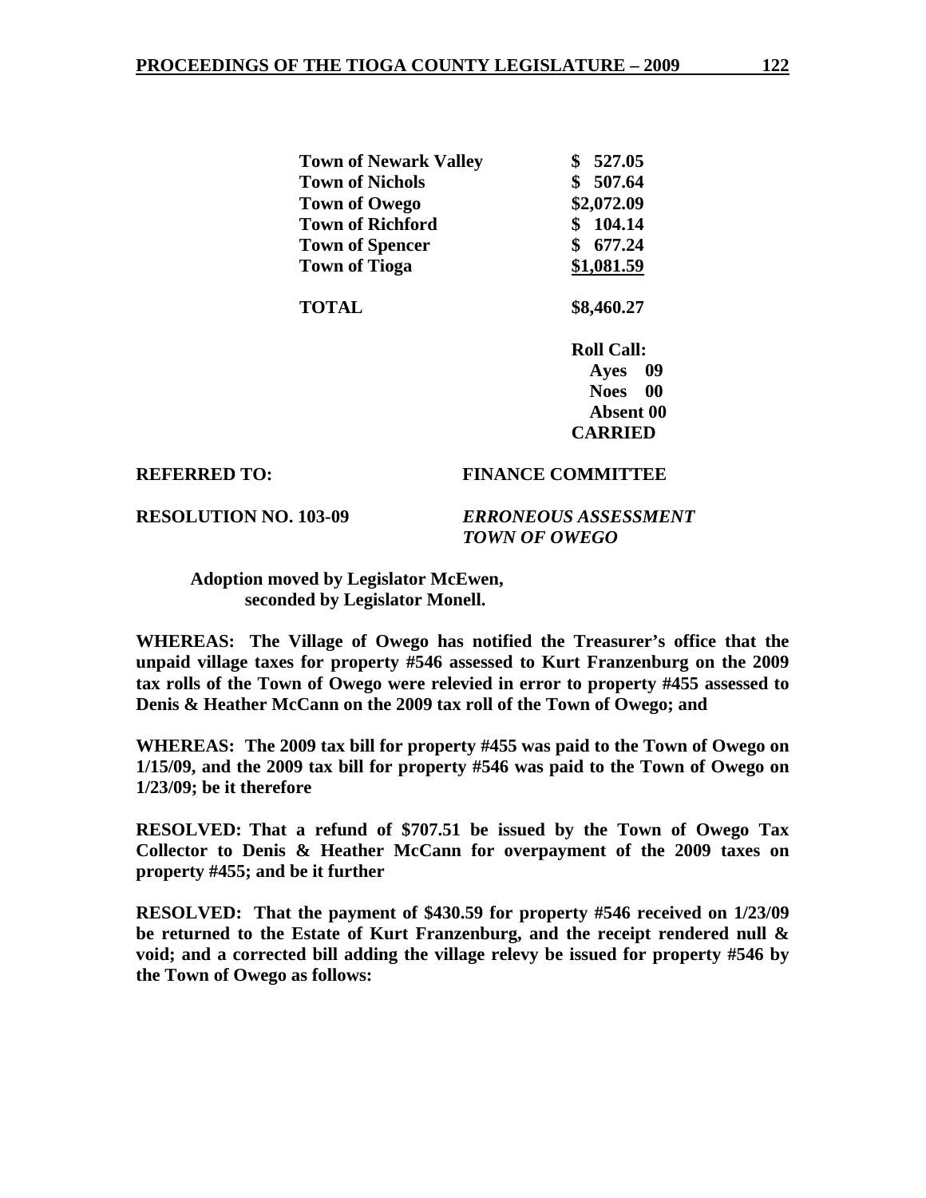| | |
|---|---|
| **Town of Newark Valley** | **$ 527.05** |
| **Town of Nichols** | **$ 507.64** |
| **Town of Owego** | **$2,072.09** |
| **Town of Richford** | **$ 104.14** |
| **Town of Spencer** | **$ 677.24** |
| **Town of Tioga** | **$1,081.59** |
| **TOTAL** | **$8,460.27** |

**Roll Call:**
**Ayes 09**
**Noes 00**
**Absent 00**
**CARRIED**

**REFERRED TO: FINANCE COMMITTEE**

**RESOLUTION NO. 103-09** ***ERRONEOUS ASSESSMENT TOWN OF OWEGO***

**Adoption moved by Legislator McEwen, seconded by Legislator Monell.**

**WHEREAS: The Village of Owego has notified the Treasurer's office that the unpaid village taxes for property #546 assessed to Kurt Franzenburg on the 2009 tax rolls of the Town of Owego were relevied in error to property #455 assessed to Denis & Heather McCann on the 2009 tax roll of the Town of Owego; and**

**WHEREAS: The 2009 tax bill for property #455 was paid to the Town of Owego on 1/15/09, and the 2009 tax bill for property #546 was paid to the Town of Owego on 1/23/09; be it therefore**

**RESOLVED: That a refund of $707.51 be issued by the Town of Owego Tax Collector to Denis & Heather McCann for overpayment of the 2009 taxes on property #455; and be it further**

**RESOLVED: That the payment of $430.59 for property #546 received on 1/23/09 be returned to the Estate of Kurt Franzenburg, and the receipt rendered null & void; and a corrected bill adding the village relevy be issued for property #546 by the Town of Owego as follows:**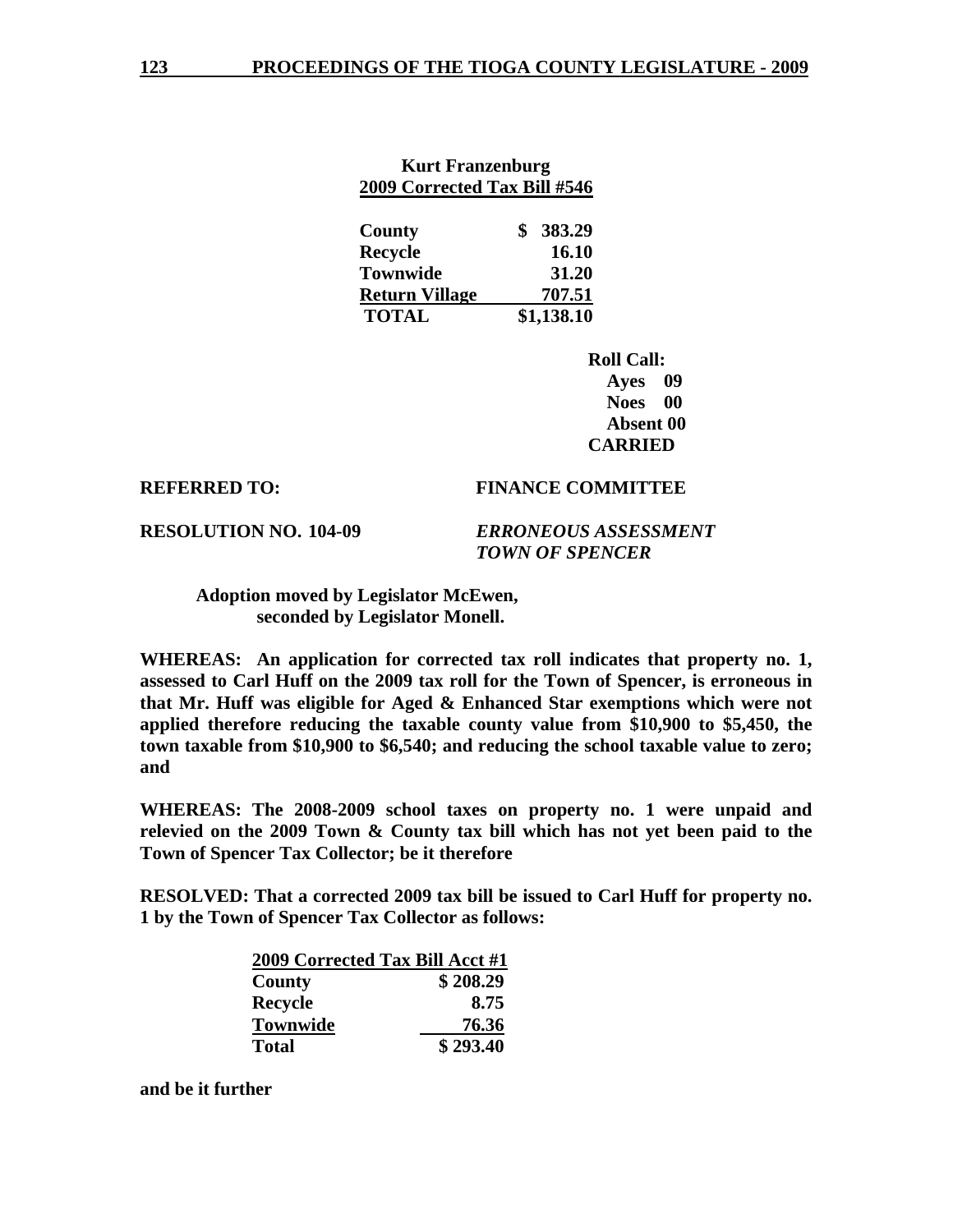**Kurt Franzenburg**
**2009 Corrected Tax Bill #546**

| | |
|---|---|
| **County** | **$ 383.29** |
| **Recycle** | **16.10** |
| **Townwide** | **31.20** |
| **Return Village** | **707.51** |
| **TOTAL** | **$1,138.10** |

**Roll Call:**
**Ayes 09**
**Noes 00**
**Absent 00**
**CARRIED**

**REFERRED TO:** **FINANCE COMMITTEE**

**RESOLUTION NO. 104-09** ***ERRONEOUS ASSESSMENT TOWN OF SPENCER***

**Adoption moved by Legislator McEwen, seconded by Legislator Monell.**

**WHEREAS: An application for corrected tax roll indicates that property no. 1, assessed to Carl Huff on the 2009 tax roll for the Town of Spencer, is erroneous in that Mr. Huff was eligible for Aged & Enhanced Star exemptions which were not applied therefore reducing the taxable county value from $10,900 to $5,450, the town taxable from $10,900 to $6,540; and reducing the school taxable value to zero; and**

**WHEREAS: The 2008-2009 school taxes on property no. 1 were unpaid and relevied on the 2009 Town & County tax bill which has not yet been paid to the Town of Spencer Tax Collector; be it therefore**

**RESOLVED: That a corrected 2009 tax bill be issued to Carl Huff for property no. 1 by the Town of Spencer Tax Collector as follows:**

| **2009 Corrected Tax Bill Acct #1** | |
|---|---|
| **County** | **$ 208.29** |
| **Recycle** | **8.75** |
| **Townwide** | **76.36** |
| **Total** | **$ 293.40** |

**and be it further**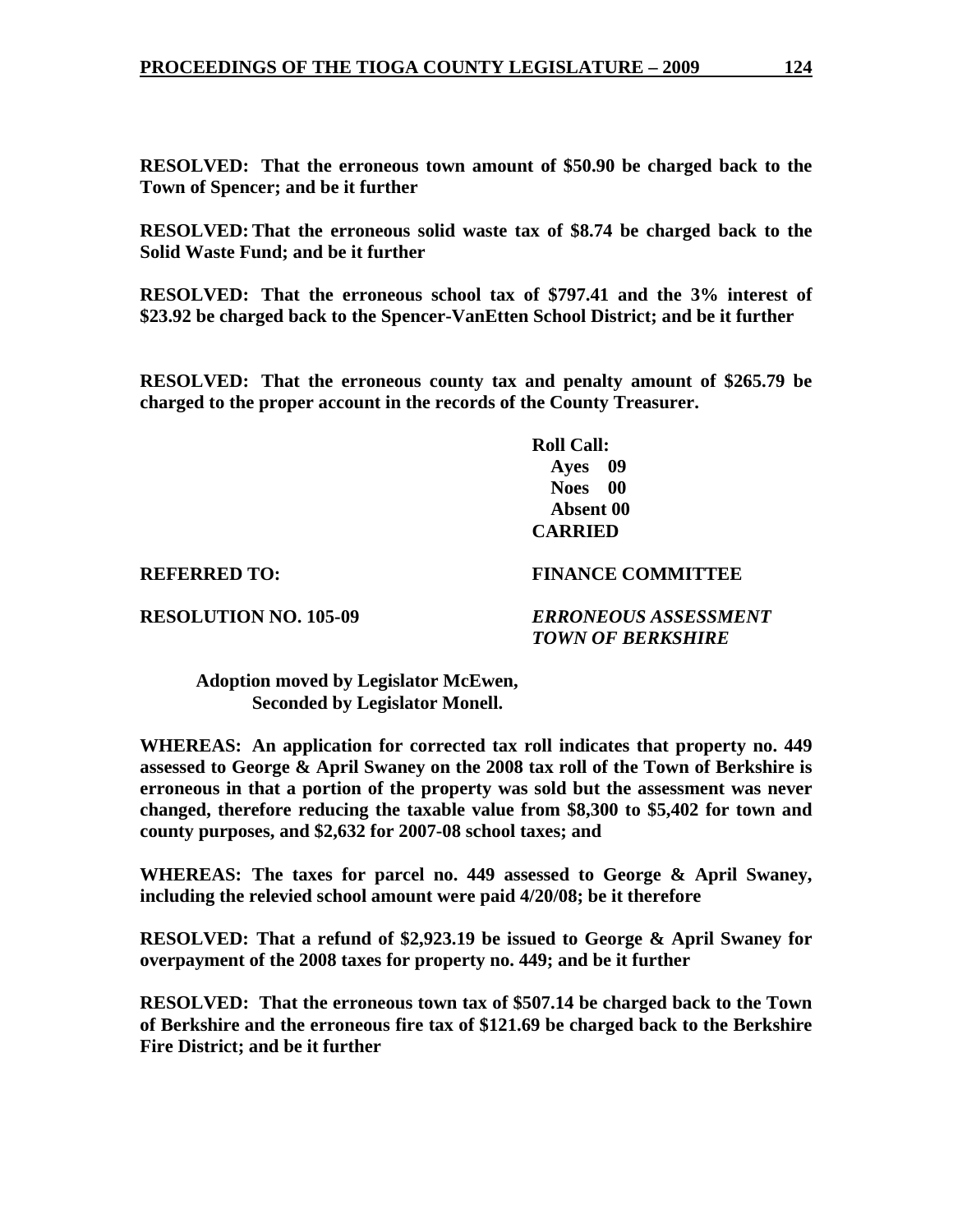**RESOLVED: That the erroneous town amount of $50.90 be charged back to the Town of Spencer; and be it further**

**RESOLVED: That the erroneous solid waste tax of $8.74 be charged back to the Solid Waste Fund; and be it further**

**RESOLVED: That the erroneous school tax of $797.41 and the 3% interest of $23.92 be charged back to the Spencer-VanEtten School District; and be it further**

**RESOLVED: That the erroneous county tax and penalty amount of $265.79 be charged to the proper account in the records of the County Treasurer.**

**Roll Call:**
**Ayes 09**
**Noes 00**
**Absent 00**
**CARRIED**

**REFERRED TO:** **FINANCE COMMITTEE**

**RESOLUTION NO. 105-09** ***ERRONEOUS ASSESSMENT TOWN OF BERKSHIRE***

**Adoption moved by Legislator McEwen,**
**Seconded by Legislator Monell.**

**WHEREAS: An application for corrected tax roll indicates that property no. 449 assessed to George & April Swaney on the 2008 tax roll of the Town of Berkshire is erroneous in that a portion of the property was sold but the assessment was never changed, therefore reducing the taxable value from $8,300 to $5,402 for town and county purposes, and $2,632 for 2007-08 school taxes; and**

**WHEREAS: The taxes for parcel no. 449 assessed to George & April Swaney, including the relevied school amount were paid 4/20/08; be it therefore**

**RESOLVED: That a refund of $2,923.19 be issued to George & April Swaney for overpayment of the 2008 taxes for property no. 449; and be it further**

**RESOLVED: That the erroneous town tax of $507.14 be charged back to the Town of Berkshire and the erroneous fire tax of $121.69 be charged back to the Berkshire Fire District; and be it further**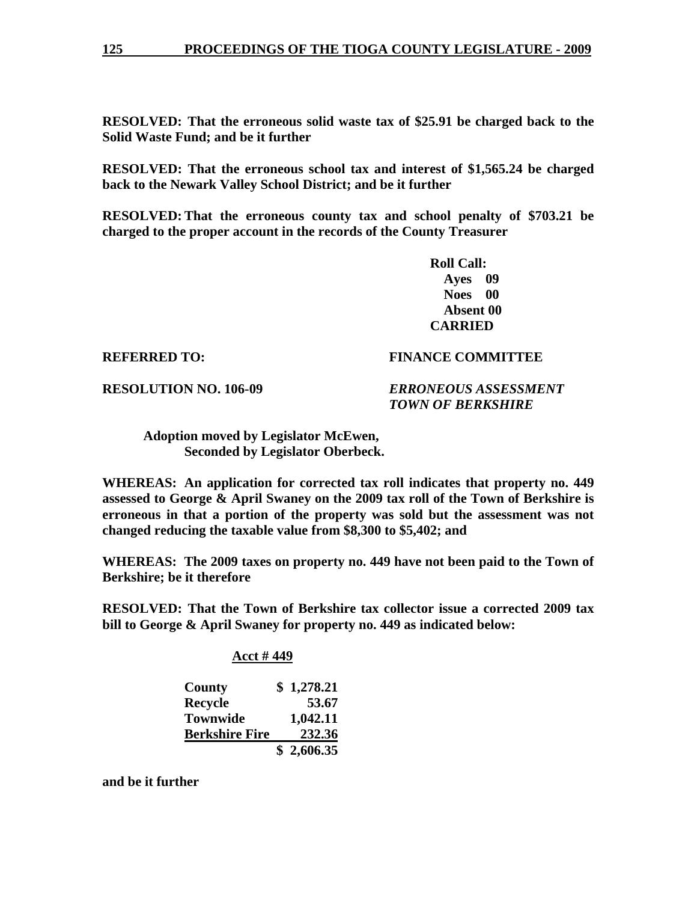**RESOLVED: That the erroneous solid waste tax of $25.91 be charged back to the Solid Waste Fund; and be it further**

**RESOLVED: That the erroneous school tax and interest of $1,565.24 be charged back to the Newark Valley School District; and be it further**

**RESOLVED: That the erroneous county tax and school penalty of $703.21 be charged to the proper account in the records of the County Treasurer**

**Roll Call:**
**Ayes 09**
**Noes 00**
**Absent 00**
**CARRIED**

**REFERRED TO: FINANCE COMMITTEE**

**RESOLUTION NO. 106-09** ***ERRONEOUS ASSESSMENT TOWN OF BERKSHIRE***

**Adoption moved by Legislator McEwen,**
**Seconded by Legislator Oberbeck.**

**WHEREAS: An application for corrected tax roll indicates that property no. 449 assessed to George & April Swaney on the 2009 tax roll of the Town of Berkshire is erroneous in that a portion of the property was sold but the assessment was not changed reducing the taxable value from $8,300 to $5,402; and**

**WHEREAS: The 2009 taxes on property no. 449 have not been paid to the Town of Berkshire; be it therefore**

**RESOLVED: That the Town of Berkshire tax collector issue a corrected 2009 tax bill to George & April Swaney for property no. 449 as indicated below:**

**Acct # 449**

| | |
|---|---|
| **County** | **$ 1,278.21** |
| **Recycle** | **53.67** |
| **Townwide** | **1,042.11** |
| **Berkshire Fire** | **232.36** |
| | **$ 2,606.35** |

**and be it further**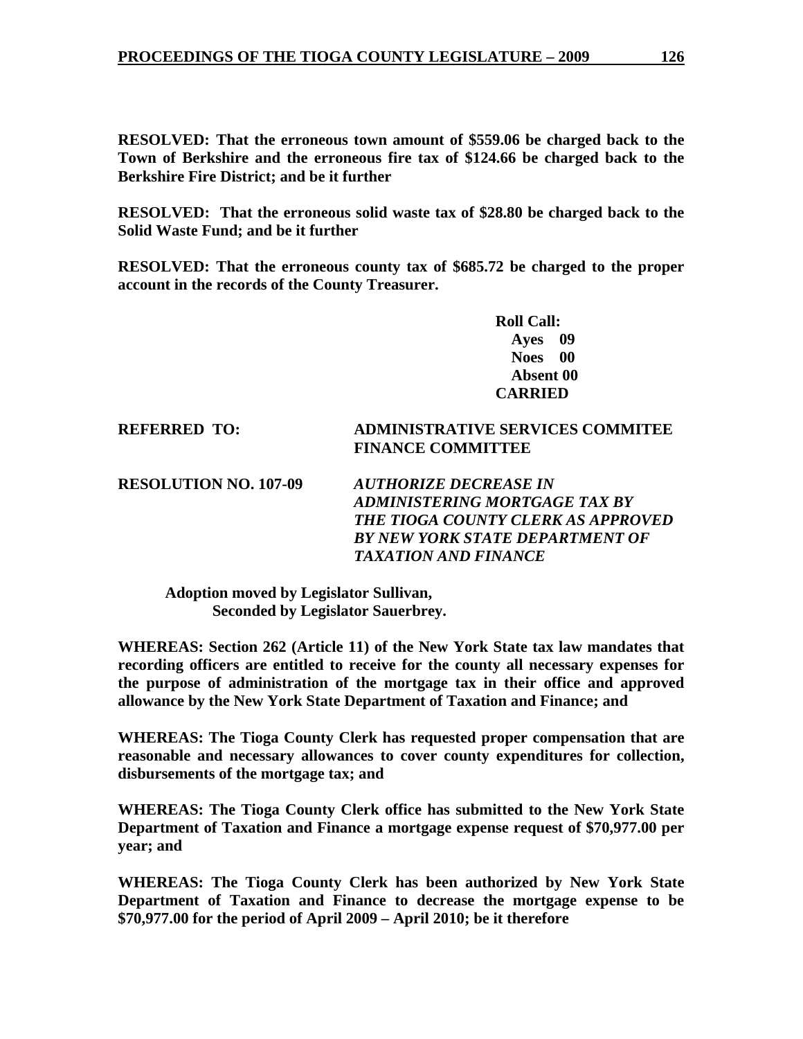**RESOLVED: That the erroneous town amount of $559.06 be charged back to the Town of Berkshire and the erroneous fire tax of $124.66 be charged back to the Berkshire Fire District; and be it further**

**RESOLVED: That the erroneous solid waste tax of $28.80 be charged back to the Solid Waste Fund; and be it further**

**RESOLVED: That the erroneous county tax of $685.72 be charged to the proper account in the records of the County Treasurer.**

**Roll Call:**
**Ayes 09**
**Noes 00**
**Absent 00**
**CARRIED**

**REFERRED TO:** **ADMINISTRATIVE SERVICES COMMITEE**
**FINANCE COMMITTEE**

**RESOLUTION NO. 107-09** ***AUTHORIZE DECREASE IN ADMINISTERING MORTGAGE TAX BY THE TIOGA COUNTY CLERK AS APPROVED BY NEW YORK STATE DEPARTMENT OF TAXATION AND FINANCE***

**Adoption moved by Legislator Sullivan,**
**Seconded by Legislator Sauerbrey.**

**WHEREAS: Section 262 (Article 11) of the New York State tax law mandates that recording officers are entitled to receive for the county all necessary expenses for the purpose of administration of the mortgage tax in their office and approved allowance by the New York State Department of Taxation and Finance; and**

**WHEREAS: The Tioga County Clerk has requested proper compensation that are reasonable and necessary allowances to cover county expenditures for collection, disbursements of the mortgage tax; and**

**WHEREAS: The Tioga County Clerk office has submitted to the New York State Department of Taxation and Finance a mortgage expense request of $70,977.00 per year; and**

**WHEREAS: The Tioga County Clerk has been authorized by New York State Department of Taxation and Finance to decrease the mortgage expense to be $70,977.00 for the period of April 2009 – April 2010; be it therefore**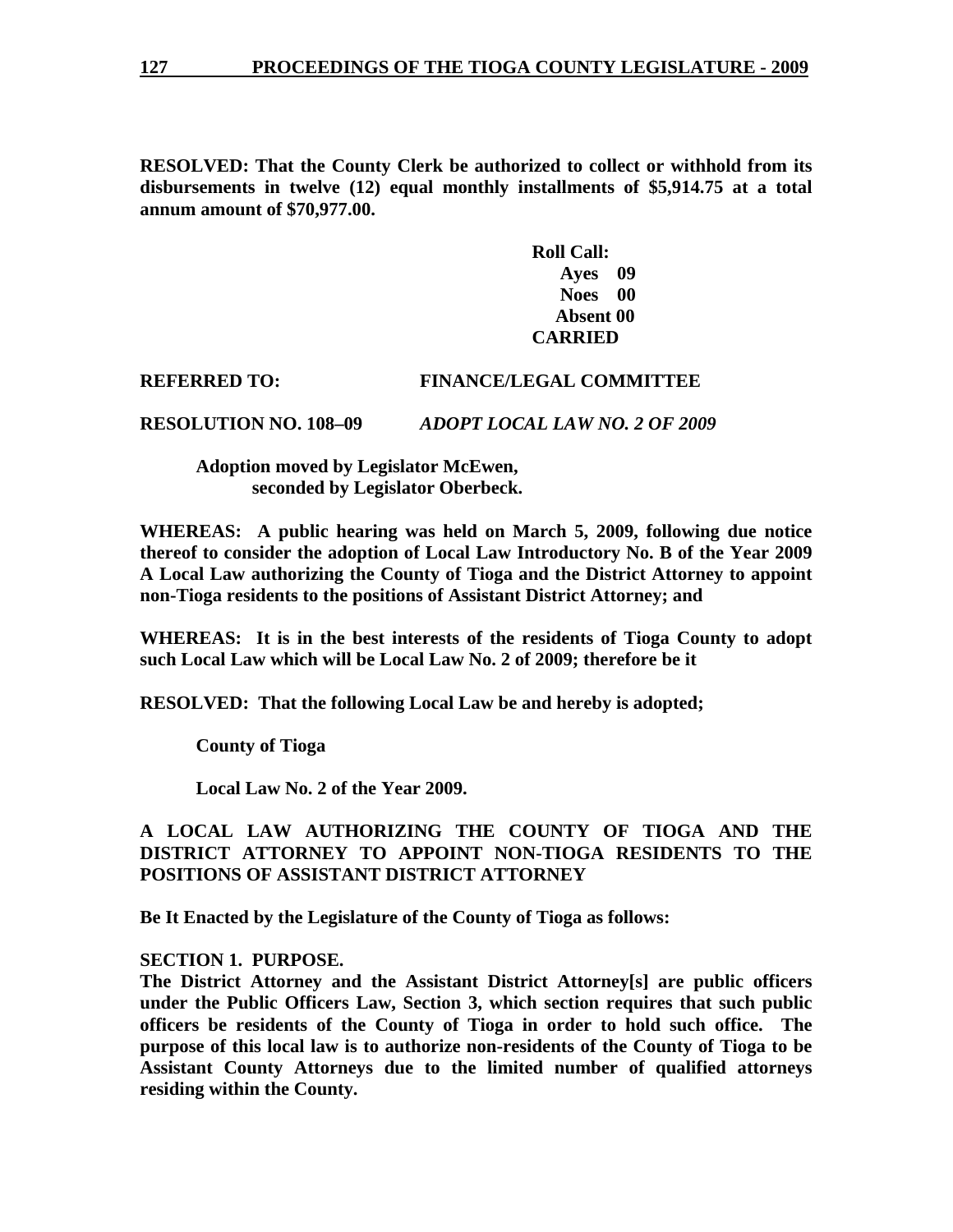**RESOLVED: That the County Clerk be authorized to collect or withhold from its disbursements in twelve (12) equal monthly installments of $5,914.75 at a total annum amount of $70,977.00.**

**Roll Call:**
**Ayes 09**
**Noes 00**
**Absent 00**
**CARRIED**

**REFERRED TO: FINANCE/LEGAL COMMITTEE**

**RESOLUTION NO. 108–09** ***ADOPT LOCAL LAW NO. 2 OF 2009***

**Adoption moved by Legislator McEwen, seconded by Legislator Oberbeck.**

**WHEREAS: A public hearing was held on March 5, 2009, following due notice thereof to consider the adoption of Local Law Introductory No. B of the Year 2009 A Local Law authorizing the County of Tioga and the District Attorney to appoint non-Tioga residents to the positions of Assistant District Attorney; and**

**WHEREAS: It is in the best interests of the residents of Tioga County to adopt such Local Law which will be Local Law No. 2 of 2009; therefore be it**

**RESOLVED: That the following Local Law be and hereby is adopted;**

**County of Tioga**

**Local Law No. 2 of the Year 2009.**

**A LOCAL LAW AUTHORIZING THE COUNTY OF TIOGA AND THE DISTRICT ATTORNEY TO APPOINT NON-TIOGA RESIDENTS TO THE POSITIONS OF ASSISTANT DISTRICT ATTORNEY**

**Be It Enacted by the Legislature of the County of Tioga as follows:**

**SECTION 1. PURPOSE.**
**The District Attorney and the Assistant District Attorney[s] are public officers under the Public Officers Law, Section 3, which section requires that such public officers be residents of the County of Tioga in order to hold such office. The purpose of this local law is to authorize non-residents of the County of Tioga to be Assistant County Attorneys due to the limited number of qualified attorneys residing within the County.**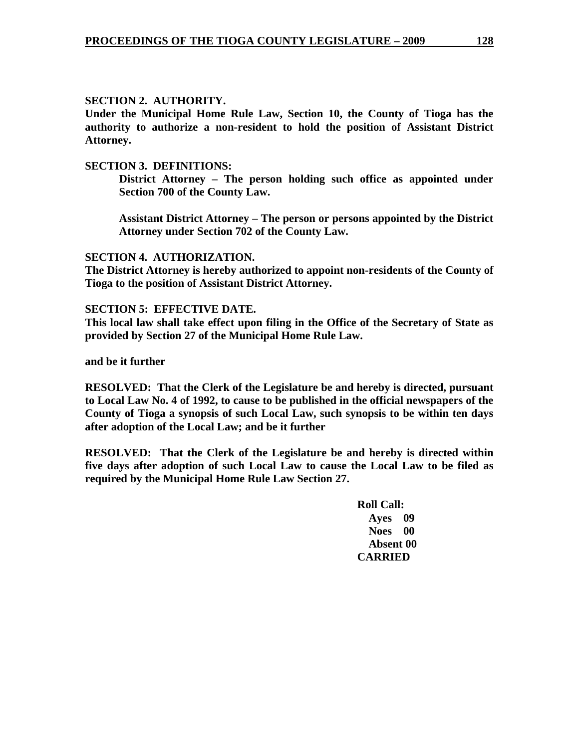**SECTION 2. AUTHORITY.**
**Under the Municipal Home Rule Law, Section 10, the County of Tioga has the authority to authorize a non-resident to hold the position of Assistant District Attorney.**

**SECTION 3. DEFINITIONS:**

> **District Attorney – The person holding such office as appointed under Section 700 of the County Law.**
>
> **Assistant District Attorney – The person or persons appointed by the District Attorney under Section 702 of the County Law.**

**SECTION 4. AUTHORIZATION.**
**The District Attorney is hereby authorized to appoint non-residents of the County of Tioga to the position of Assistant District Attorney.**

**SECTION 5: EFFECTIVE DATE.**
**This local law shall take effect upon filing in the Office of the Secretary of State as provided by Section 27 of the Municipal Home Rule Law.**

**and be it further**

**RESOLVED: That the Clerk of the Legislature be and hereby is directed, pursuant to Local Law No. 4 of 1992, to cause to be published in the official newspapers of the County of Tioga a synopsis of such Local Law, such synopsis to be within ten days after adoption of the Local Law; and be it further**

**RESOLVED: That the Clerk of the Legislature be and hereby is directed within five days after adoption of such Local Law to cause the Local Law to be filed as required by the Municipal Home Rule Law Section 27.**

**Roll Call:**
**Ayes 09**
**Noes 00**
**Absent 00**
**CARRIED**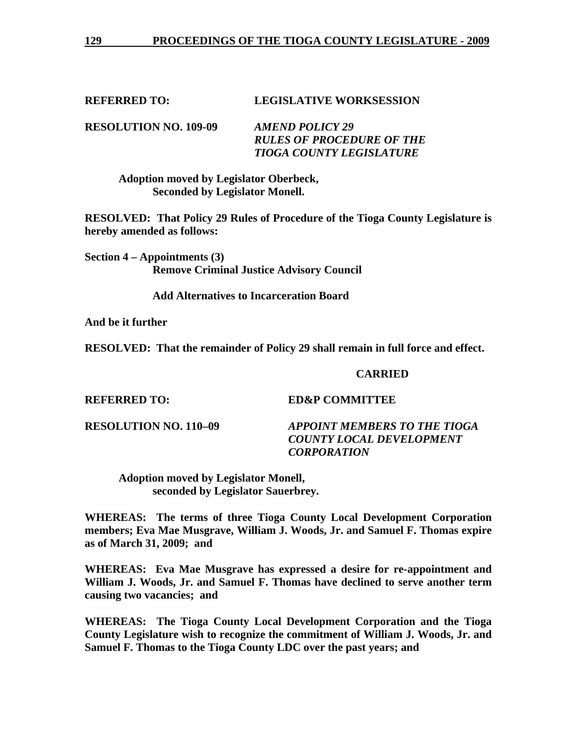**REFERRED TO: LEGISLATIVE WORKSESSION**

**RESOLUTION NO. 109-09** ***AMEND POLICY 29 RULES OF PROCEDURE OF THE TIOGA COUNTY LEGISLATURE***

**Adoption moved by Legislator Oberbeck, Seconded by Legislator Monell.**

**RESOLVED: That Policy 29 Rules of Procedure of the Tioga County Legislature is hereby amended as follows:**

**Section 4 – Appointments (3)**
**Remove Criminal Justice Advisory Council**

**Add Alternatives to Incarceration Board**

**And be it further**

**RESOLVED: That the remainder of Policy 29 shall remain in full force and effect.**

**CARRIED**

**REFERRED TO: ED&P COMMITTEE**

**RESOLUTION NO. 110–09** ***APPOINT MEMBERS TO THE TIOGA COUNTY LOCAL DEVELOPMENT CORPORATION***

**Adoption moved by Legislator Monell, seconded by Legislator Sauerbrey.**

**WHEREAS: The terms of three Tioga County Local Development Corporation members; Eva Mae Musgrave, William J. Woods, Jr. and Samuel F. Thomas expire as of March 31, 2009; and**

**WHEREAS: Eva Mae Musgrave has expressed a desire for re-appointment and William J. Woods, Jr. and Samuel F. Thomas have declined to serve another term causing two vacancies; and**

**WHEREAS: The Tioga County Local Development Corporation and the Tioga County Legislature wish to recognize the commitment of William J. Woods, Jr. and Samuel F. Thomas to the Tioga County LDC over the past years; and**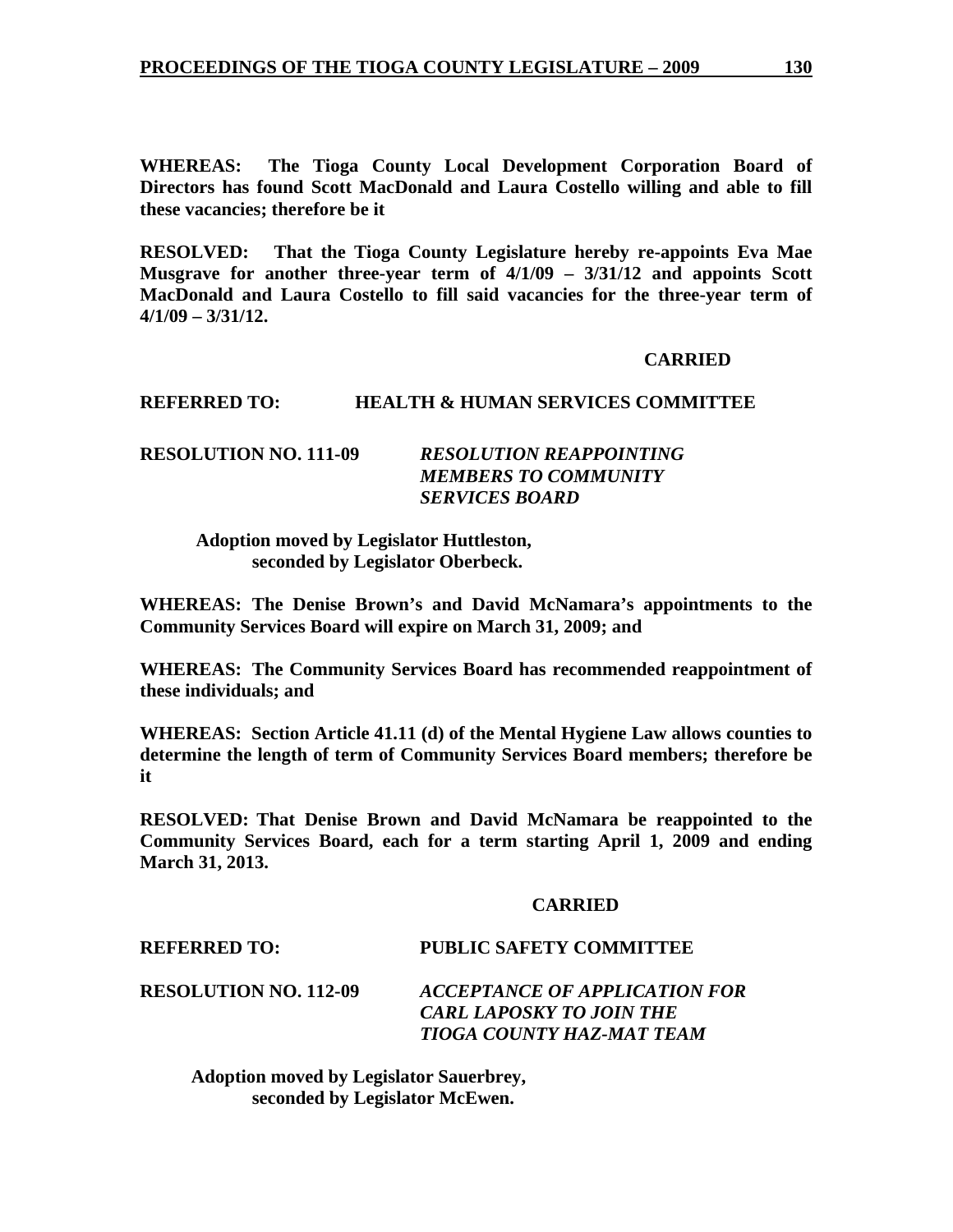**WHEREAS: The Tioga County Local Development Corporation Board of Directors has found Scott MacDonald and Laura Costello willing and able to fill these vacancies; therefore be it**

**RESOLVED: That the Tioga County Legislature hereby re-appoints Eva Mae Musgrave for another three-year term of 4/1/09 – 3/31/12 and appoints Scott MacDonald and Laura Costello to fill said vacancies for the three-year term of 4/1/09 – 3/31/12.**

**CARRIED**

**REFERRED TO: HEALTH & HUMAN SERVICES COMMITTEE**

**RESOLUTION NO. 111-09** ***RESOLUTION REAPPOINTING MEMBERS TO COMMUNITY SERVICES BOARD***

**Adoption moved by Legislator Huttleston, seconded by Legislator Oberbeck.**

**WHEREAS: The Denise Brown's and David McNamara's appointments to the Community Services Board will expire on March 31, 2009; and**

**WHEREAS: The Community Services Board has recommended reappointment of these individuals; and**

**WHEREAS: Section Article 41.11 (d) of the Mental Hygiene Law allows counties to determine the length of term of Community Services Board members; therefore be it**

**RESOLVED: That Denise Brown and David McNamara be reappointed to the Community Services Board, each for a term starting April 1, 2009 and ending March 31, 2013.**

**CARRIED**

**REFERRED TO: PUBLIC SAFETY COMMITTEE**

**RESOLUTION NO. 112-09** ***ACCEPTANCE OF APPLICATION FOR CARL LAPOSKY TO JOIN THE TIOGA COUNTY HAZ-MAT TEAM***

**Adoption moved by Legislator Sauerbrey, seconded by Legislator McEwen.**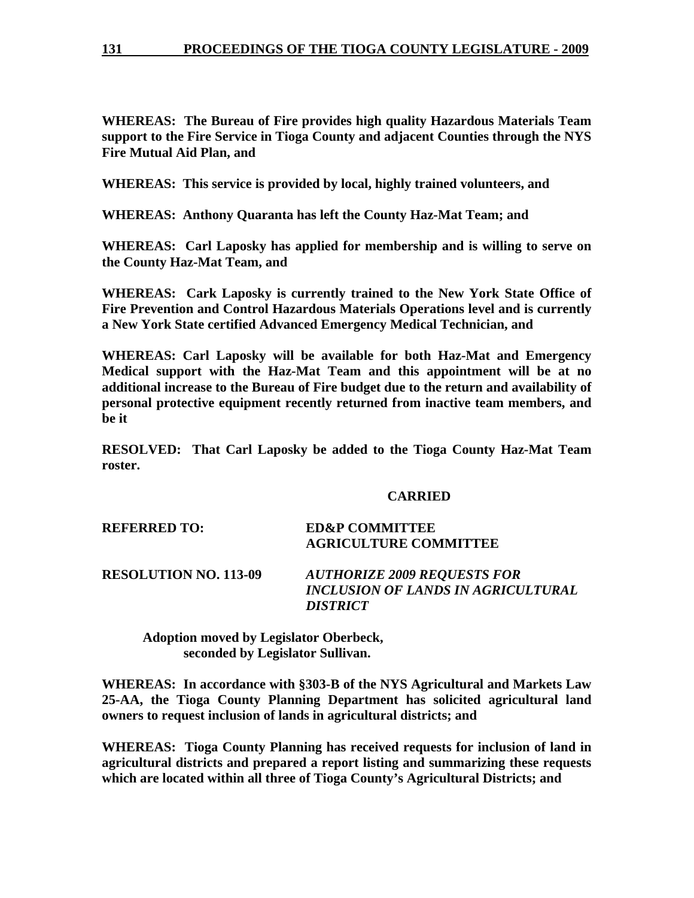**WHEREAS: The Bureau of Fire provides high quality Hazardous Materials Team support to the Fire Service in Tioga County and adjacent Counties through the NYS Fire Mutual Aid Plan, and**

**WHEREAS: This service is provided by local, highly trained volunteers, and**

**WHEREAS: Anthony Quaranta has left the County Haz-Mat Team; and**

**WHEREAS: Carl Laposky has applied for membership and is willing to serve on the County Haz-Mat Team, and**

**WHEREAS: Cark Laposky is currently trained to the New York State Office of Fire Prevention and Control Hazardous Materials Operations level and is currently a New York State certified Advanced Emergency Medical Technician, and**

**WHEREAS: Carl Laposky will be available for both Haz-Mat and Emergency Medical support with the Haz-Mat Team and this appointment will be at no additional increase to the Bureau of Fire budget due to the return and availability of personal protective equipment recently returned from inactive team members, and be it**

**RESOLVED: That Carl Laposky be added to the Tioga County Haz-Mat Team roster.**

**CARRIED**

**REFERRED TO:** **ED&P COMMITTEE**
**AGRICULTURE COMMITTEE**

**RESOLUTION NO. 113-09** ***AUTHORIZE 2009 REQUESTS FOR INCLUSION OF LANDS IN AGRICULTURAL DISTRICT***

**Adoption moved by Legislator Oberbeck, seconded by Legislator Sullivan.**

**WHEREAS: In accordance with §303-B of the NYS Agricultural and Markets Law 25-AA, the Tioga County Planning Department has solicited agricultural land owners to request inclusion of lands in agricultural districts; and**

**WHEREAS: Tioga County Planning has received requests for inclusion of land in agricultural districts and prepared a report listing and summarizing these requests which are located within all three of Tioga County's Agricultural Districts; and**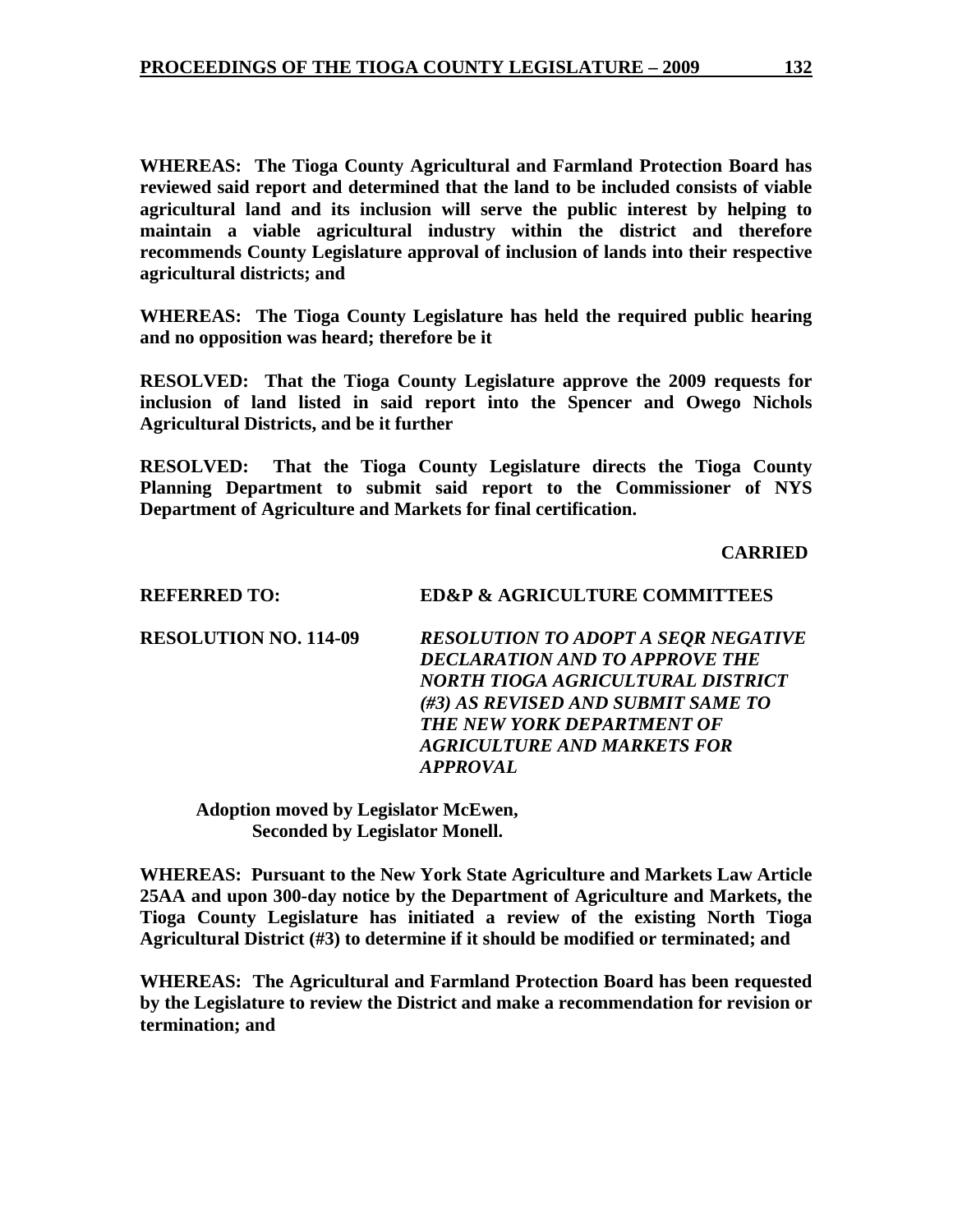**WHEREAS: The Tioga County Agricultural and Farmland Protection Board has reviewed said report and determined that the land to be included consists of viable agricultural land and its inclusion will serve the public interest by helping to maintain a viable agricultural industry within the district and therefore recommends County Legislature approval of inclusion of lands into their respective agricultural districts; and**

**WHEREAS: The Tioga County Legislature has held the required public hearing and no opposition was heard; therefore be it**

**RESOLVED: That the Tioga County Legislature approve the 2009 requests for inclusion of land listed in said report into the Spencer and Owego Nichols Agricultural Districts, and be it further**

**RESOLVED: That the Tioga County Legislature directs the Tioga County Planning Department to submit said report to the Commissioner of NYS Department of Agriculture and Markets for final certification.**

**CARRIED**

**REFERRED TO: ED&P & AGRICULTURE COMMITTEES**

**RESOLUTION NO. 114-09** ***RESOLUTION TO ADOPT A SEQR NEGATIVE DECLARATION AND TO APPROVE THE NORTH TIOGA AGRICULTURAL DISTRICT (#3) AS REVISED AND SUBMIT SAME TO THE NEW YORK DEPARTMENT OF AGRICULTURE AND MARKETS FOR APPROVAL***

**Adoption moved by Legislator McEwen,**
**Seconded by Legislator Monell.**

**WHEREAS: Pursuant to the New York State Agriculture and Markets Law Article 25AA and upon 300-day notice by the Department of Agriculture and Markets, the Tioga County Legislature has initiated a review of the existing North Tioga Agricultural District (#3) to determine if it should be modified or terminated; and**

**WHEREAS: The Agricultural and Farmland Protection Board has been requested by the Legislature to review the District and make a recommendation for revision or termination; and**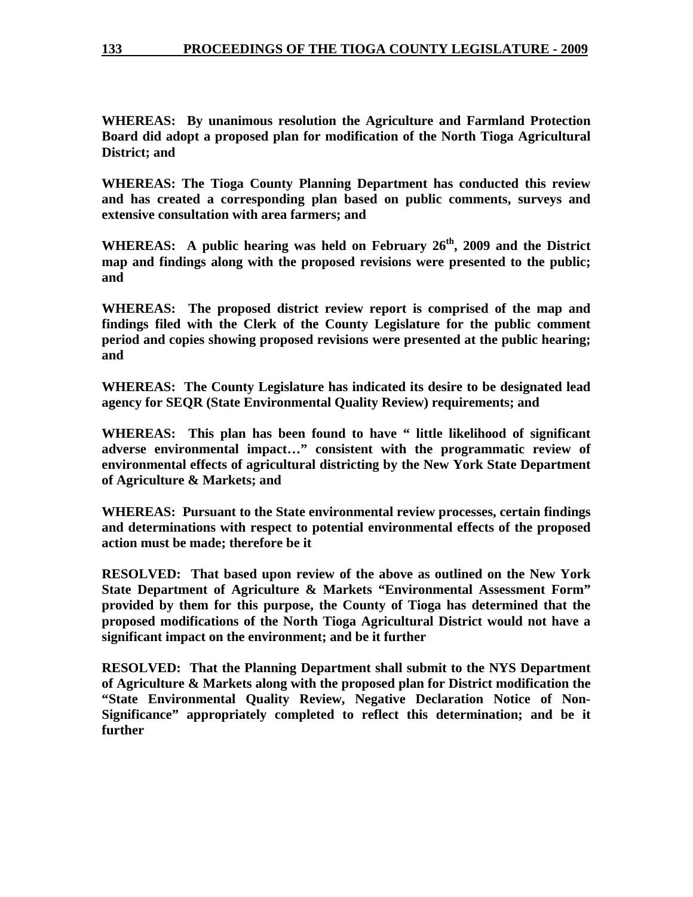**WHEREAS: By unanimous resolution the Agriculture and Farmland Protection Board did adopt a proposed plan for modification of the North Tioga Agricultural District; and**

**WHEREAS: The Tioga County Planning Department has conducted this review and has created a corresponding plan based on public comments, surveys and extensive consultation with area farmers; and**

**WHEREAS: A public hearing was held on February 26th, 2009 and the District map and findings along with the proposed revisions were presented to the public; and**

**WHEREAS: The proposed district review report is comprised of the map and findings filed with the Clerk of the County Legislature for the public comment period and copies showing proposed revisions were presented at the public hearing; and**

**WHEREAS: The County Legislature has indicated its desire to be designated lead agency for SEQR (State Environmental Quality Review) requirements; and**

**WHEREAS: This plan has been found to have " little likelihood of significant adverse environmental impact…" consistent with the programmatic review of environmental effects of agricultural districting by the New York State Department of Agriculture & Markets; and**

**WHEREAS: Pursuant to the State environmental review processes, certain findings and determinations with respect to potential environmental effects of the proposed action must be made; therefore be it**

**RESOLVED: That based upon review of the above as outlined on the New York State Department of Agriculture & Markets "Environmental Assessment Form" provided by them for this purpose, the County of Tioga has determined that the proposed modifications of the North Tioga Agricultural District would not have a significant impact on the environment; and be it further**

**RESOLVED: That the Planning Department shall submit to the NYS Department of Agriculture & Markets along with the proposed plan for District modification the "State Environmental Quality Review, Negative Declaration Notice of Non-Significance" appropriately completed to reflect this determination; and be it further**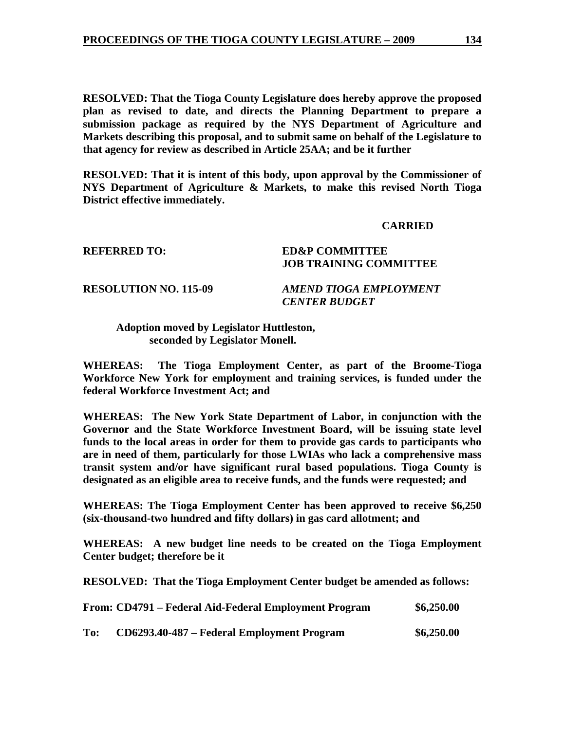**RESOLVED: That the Tioga County Legislature does hereby approve the proposed plan as revised to date, and directs the Planning Department to prepare a submission package as required by the NYS Department of Agriculture and Markets describing this proposal, and to submit same on behalf of the Legislature to that agency for review as described in Article 25AA; and be it further**

**RESOLVED: That it is intent of this body, upon approval by the Commissioner of NYS Department of Agriculture & Markets, to make this revised North Tioga District effective immediately.**

**CARRIED**

**REFERRED TO:** **ED&P COMMITTEE**
**JOB TRAINING COMMITTEE**

**RESOLUTION NO. 115-09** ***AMEND TIOGA EMPLOYMENT CENTER BUDGET***

**Adoption moved by Legislator Huttleston, seconded by Legislator Monell.**

**WHEREAS: The Tioga Employment Center, as part of the Broome-Tioga Workforce New York for employment and training services, is funded under the federal Workforce Investment Act; and**

**WHEREAS: The New York State Department of Labor, in conjunction with the Governor and the State Workforce Investment Board, will be issuing state level funds to the local areas in order for them to provide gas cards to participants who are in need of them, particularly for those LWIAs who lack a comprehensive mass transit system and/or have significant rural based populations. Tioga County is designated as an eligible area to receive funds, and the funds were requested; and**

**WHEREAS: The Tioga Employment Center has been approved to receive \$6,250 (six-thousand-two hundred and fifty dollars) in gas card allotment; and**

**WHEREAS: A new budget line needs to be created on the Tioga Employment Center budget; therefore be it**

**RESOLVED: That the Tioga Employment Center budget be amended as follows:**

**From: CD4791 – Federal Aid-Federal Employment Program \$6,250.00**

**To: CD6293.40-487 – Federal Employment Program \$6,250.00**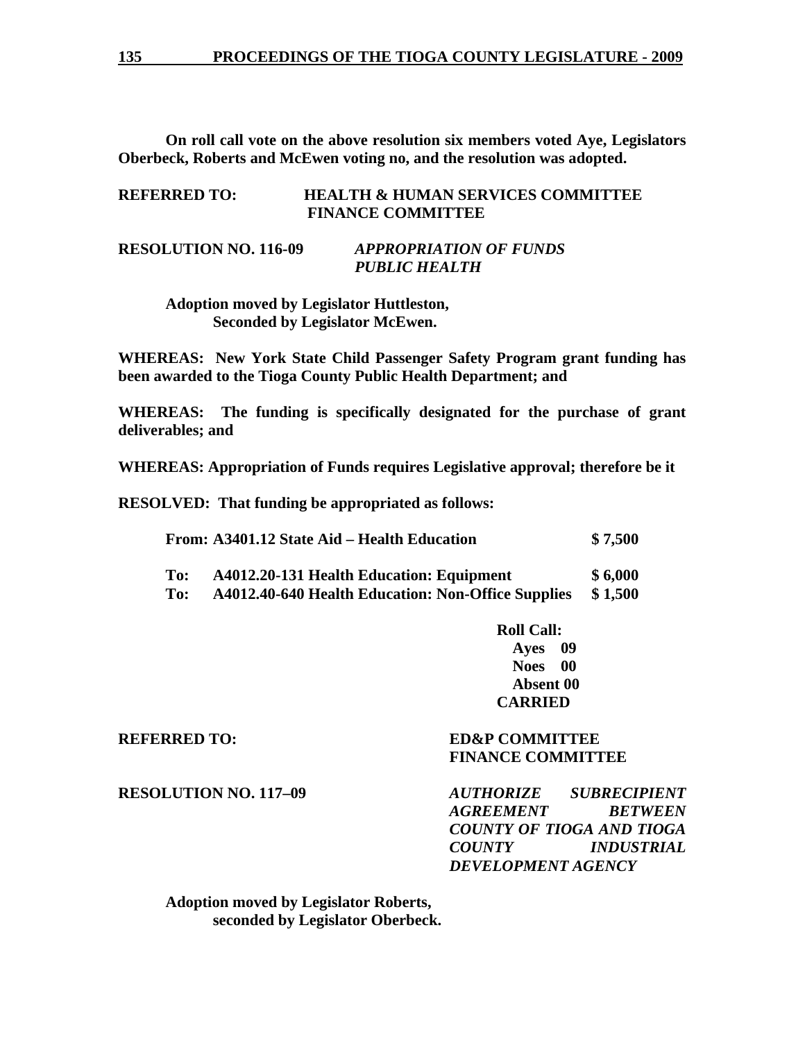**On roll call vote on the above resolution six members voted Aye, Legislators Oberbeck, Roberts and McEwen voting no, and the resolution was adopted.**

**REFERRED TO: HEALTH & HUMAN SERVICES COMMITTEE**
**FINANCE COMMITTEE**

**RESOLUTION NO. 116-09** ***APPROPRIATION OF FUNDS PUBLIC HEALTH***

**Adoption moved by Legislator Huttleston,**
**Seconded by Legislator McEwen.**

**WHEREAS: New York State Child Passenger Safety Program grant funding has been awarded to the Tioga County Public Health Department; and**

**WHEREAS: The funding is specifically designated for the purchase of grant deliverables; and**

**WHEREAS: Appropriation of Funds requires Legislative approval; therefore be it**

**RESOLVED: That funding be appropriated as follows:**

| | | |
|---|---|---|
| **From:** | **A3401.12 State Aid – Health Education** | **$ 7,500** |
| **To:** | **A4012.20-131 Health Education: Equipment** | **$ 6,000** |
| **To:** | **A4012.40-640 Health Education: Non-Office Supplies** | **$ 1,500** |

**Roll Call:**
**Ayes 09**
**Noes 00**
**Absent 00**
**CARRIED**

**REFERRED TO: ED&P COMMITTEE**
**FINANCE COMMITTEE**

**RESOLUTION NO. 117–09** ***AUTHORIZE SUBRECIPIENT AGREEMENT BETWEEN COUNTY OF TIOGA AND TIOGA COUNTY INDUSTRIAL DEVELOPMENT AGENCY***

**Adoption moved by Legislator Roberts,**
**seconded by Legislator Oberbeck.**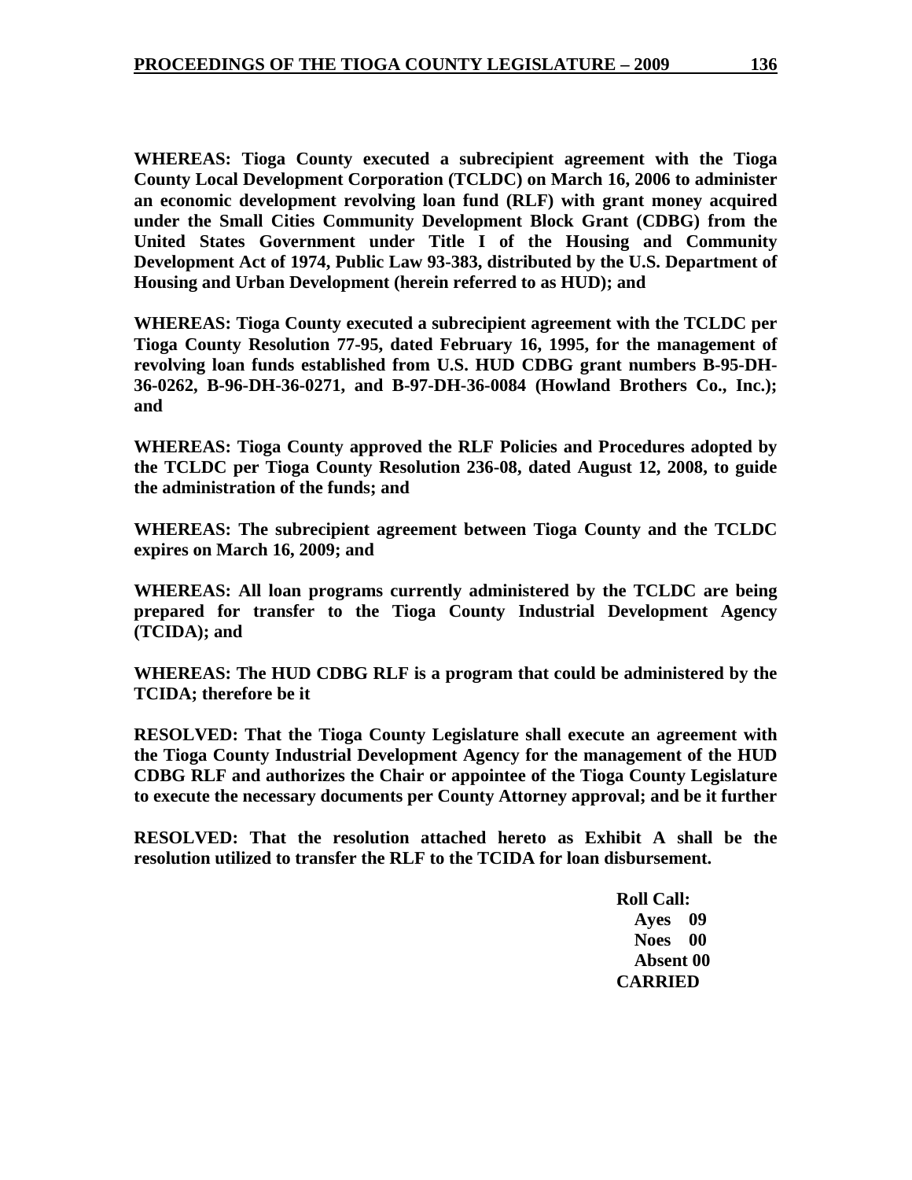**WHEREAS: Tioga County executed a subrecipient agreement with the Tioga County Local Development Corporation (TCLDC) on March 16, 2006 to administer an economic development revolving loan fund (RLF) with grant money acquired under the Small Cities Community Development Block Grant (CDBG) from the United States Government under Title I of the Housing and Community Development Act of 1974, Public Law 93-383, distributed by the U.S. Department of Housing and Urban Development (herein referred to as HUD); and**

**WHEREAS: Tioga County executed a subrecipient agreement with the TCLDC per Tioga County Resolution 77-95, dated February 16, 1995, for the management of revolving loan funds established from U.S. HUD CDBG grant numbers B-95-DH-36-0262, B-96-DH-36-0271, and B-97-DH-36-0084 (Howland Brothers Co., Inc.); and**

**WHEREAS: Tioga County approved the RLF Policies and Procedures adopted by the TCLDC per Tioga County Resolution 236-08, dated August 12, 2008, to guide the administration of the funds; and**

**WHEREAS: The subrecipient agreement between Tioga County and the TCLDC expires on March 16, 2009; and**

**WHEREAS: All loan programs currently administered by the TCLDC are being prepared for transfer to the Tioga County Industrial Development Agency (TCIDA); and**

**WHEREAS: The HUD CDBG RLF is a program that could be administered by the TCIDA; therefore be it**

**RESOLVED: That the Tioga County Legislature shall execute an agreement with the Tioga County Industrial Development Agency for the management of the HUD CDBG RLF and authorizes the Chair or appointee of the Tioga County Legislature to execute the necessary documents per County Attorney approval; and be it further**

**RESOLVED: That the resolution attached hereto as Exhibit A shall be the resolution utilized to transfer the RLF to the TCIDA for loan disbursement.**

**Roll Call:**
**Ayes 09**
**Noes 00**
**Absent 00**
**CARRIED**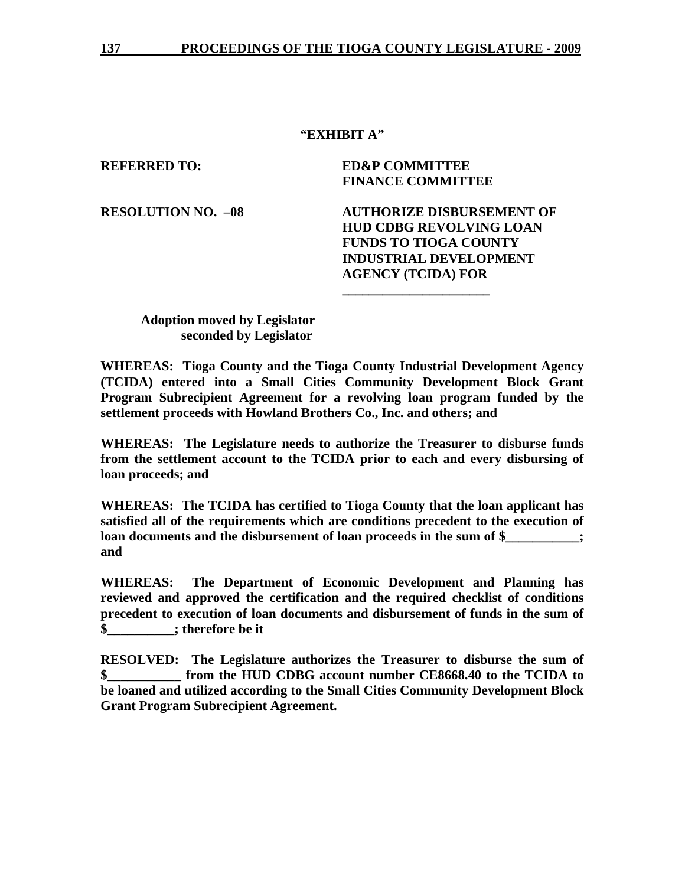**"EXHIBIT A"**

**REFERRED TO:** **ED&P COMMITTEE**
**FINANCE COMMITTEE**

**RESOLUTION NO. –08** **AUTHORIZE DISBURSEMENT OF HUD CDBG REVOLVING LOAN FUNDS TO TIOGA COUNTY INDUSTRIAL DEVELOPMENT AGENCY (TCIDA) FOR ______________________**

**Adoption moved by Legislator**
**seconded by Legislator**

**WHEREAS: Tioga County and the Tioga County Industrial Development Agency (TCIDA) entered into a Small Cities Community Development Block Grant Program Subrecipient Agreement for a revolving loan program funded by the settlement proceeds with Howland Brothers Co., Inc. and others; and**

**WHEREAS: The Legislature needs to authorize the Treasurer to disburse funds from the settlement account to the TCIDA prior to each and every disbursing of loan proceeds; and**

**WHEREAS: The TCIDA has certified to Tioga County that the loan applicant has satisfied all of the requirements which are conditions precedent to the execution of loan documents and the disbursement of loan proceeds in the sum of $___________; and**

**WHEREAS: The Department of Economic Development and Planning has reviewed and approved the certification and the required checklist of conditions precedent to execution of loan documents and disbursement of funds in the sum of $__________; therefore be it**

**RESOLVED: The Legislature authorizes the Treasurer to disburse the sum of $___________ from the HUD CDBG account number CE8668.40 to the TCIDA to be loaned and utilized according to the Small Cities Community Development Block Grant Program Subrecipient Agreement.**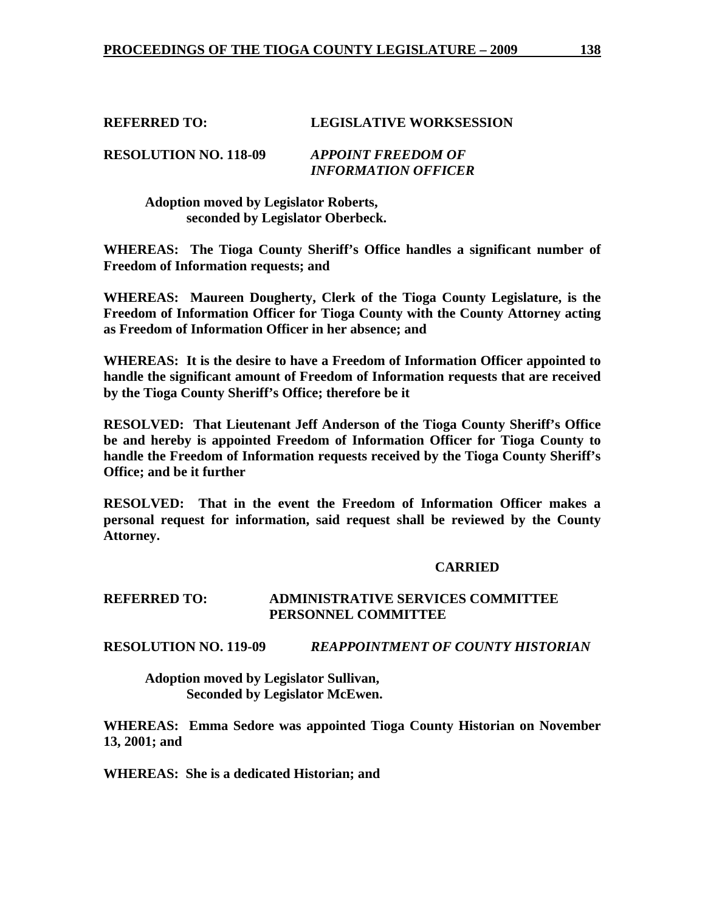**REFERRED TO: LEGISLATIVE WORKSESSION**

**RESOLUTION NO. 118-09** ***APPOINT FREEDOM OF INFORMATION OFFICER***

**Adoption moved by Legislator Roberts,
seconded by Legislator Oberbeck.**

**WHEREAS: The Tioga County Sheriff's Office handles a significant number of Freedom of Information requests; and**

**WHEREAS: Maureen Dougherty, Clerk of the Tioga County Legislature, is the Freedom of Information Officer for Tioga County with the County Attorney acting as Freedom of Information Officer in her absence; and**

**WHEREAS: It is the desire to have a Freedom of Information Officer appointed to handle the significant amount of Freedom of Information requests that are received by the Tioga County Sheriff's Office; therefore be it**

**RESOLVED: That Lieutenant Jeff Anderson of the Tioga County Sheriff's Office be and hereby is appointed Freedom of Information Officer for Tioga County to handle the Freedom of Information requests received by the Tioga County Sheriff's Office; and be it further**

**RESOLVED: That in the event the Freedom of Information Officer makes a personal request for information, said request shall be reviewed by the County Attorney.**

**CARRIED**

**REFERRED TO: ADMINISTRATIVE SERVICES COMMITTEE
PERSONNEL COMMITTEE**

**RESOLUTION NO. 119-09** ***REAPPOINTMENT OF COUNTY HISTORIAN***

**Adoption moved by Legislator Sullivan,
Seconded by Legislator McEwen.**

**WHEREAS: Emma Sedore was appointed Tioga County Historian on November 13, 2001; and**

**WHEREAS: She is a dedicated Historian; and**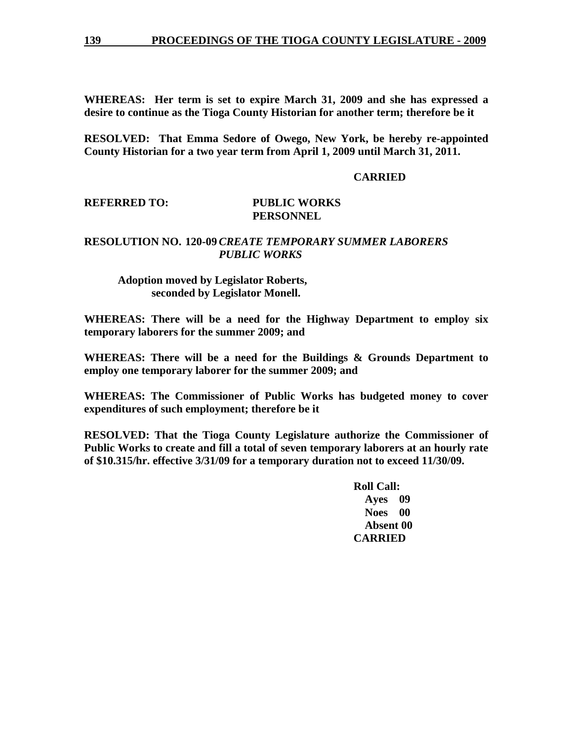**WHEREAS: Her term is set to expire March 31, 2009 and she has expressed a desire to continue as the Tioga County Historian for another term; therefore be it**

**RESOLVED: That Emma Sedore of Owego, New York, be hereby re-appointed County Historian for a two year term from April 1, 2009 until March 31, 2011.**

**CARRIED**

**REFERRED TO: PUBLIC WORKS**
**PERSONNEL**

**RESOLUTION NO. 120-09** ***CREATE TEMPORARY SUMMER LABORERS PUBLIC WORKS***

**Adoption moved by Legislator Roberts, seconded by Legislator Monell.**

**WHEREAS: There will be a need for the Highway Department to employ six temporary laborers for the summer 2009; and**

**WHEREAS: There will be a need for the Buildings & Grounds Department to employ one temporary laborer for the summer 2009; and**

**WHEREAS: The Commissioner of Public Works has budgeted money to cover expenditures of such employment; therefore be it**

**RESOLVED: That the Tioga County Legislature authorize the Commissioner of Public Works to create and fill a total of seven temporary laborers at an hourly rate of $10.315/hr. effective 3/31/09 for a temporary duration not to exceed 11/30/09.**

**Roll Call:**
**Ayes 09**
**Noes 00**
**Absent 00**
**CARRIED**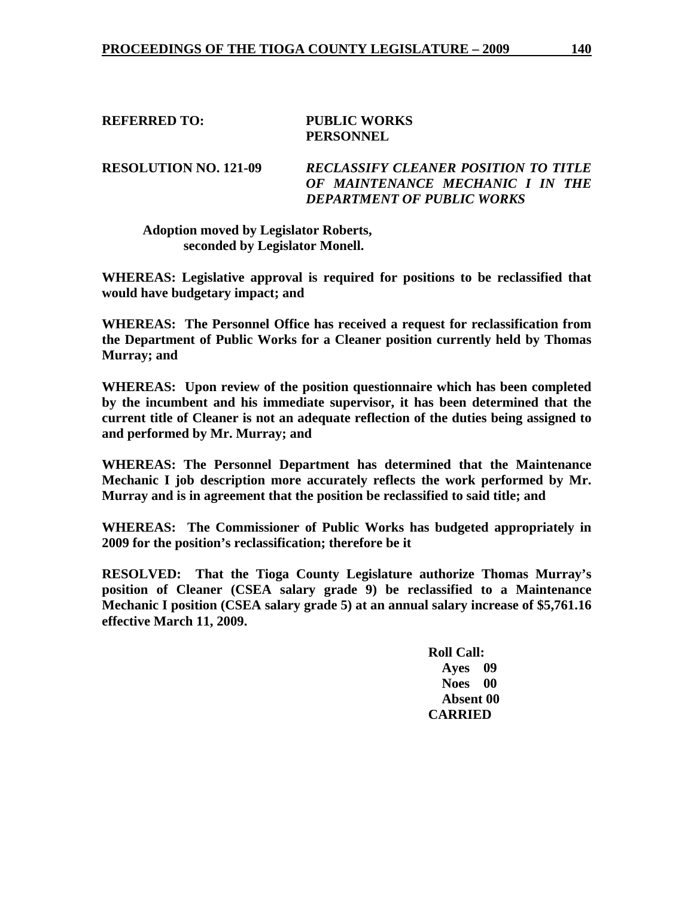**REFERRED TO: PUBLIC WORKS**
**PERSONNEL**

**RESOLUTION NO. 121-09** ***RECLASSIFY CLEANER POSITION TO TITLE OF MAINTENANCE MECHANIC I IN THE DEPARTMENT OF PUBLIC WORKS***

**Adoption moved by Legislator Roberts, seconded by Legislator Monell.**

**WHEREAS: Legislative approval is required for positions to be reclassified that would have budgetary impact; and**

**WHEREAS: The Personnel Office has received a request for reclassification from the Department of Public Works for a Cleaner position currently held by Thomas Murray; and**

**WHEREAS: Upon review of the position questionnaire which has been completed by the incumbent and his immediate supervisor, it has been determined that the current title of Cleaner is not an adequate reflection of the duties being assigned to and performed by Mr. Murray; and**

**WHEREAS: The Personnel Department has determined that the Maintenance Mechanic I job description more accurately reflects the work performed by Mr. Murray and is in agreement that the position be reclassified to said title; and**

**WHEREAS: The Commissioner of Public Works has budgeted appropriately in 2009 for the position's reclassification; therefore be it**

**RESOLVED: That the Tioga County Legislature authorize Thomas Murray's position of Cleaner (CSEA salary grade 9) be reclassified to a Maintenance Mechanic I position (CSEA salary grade 5) at an annual salary increase of $5,761.16 effective March 11, 2009.**

**Roll Call:**
**Ayes 09**
**Noes 00**
**Absent 00**
**CARRIED**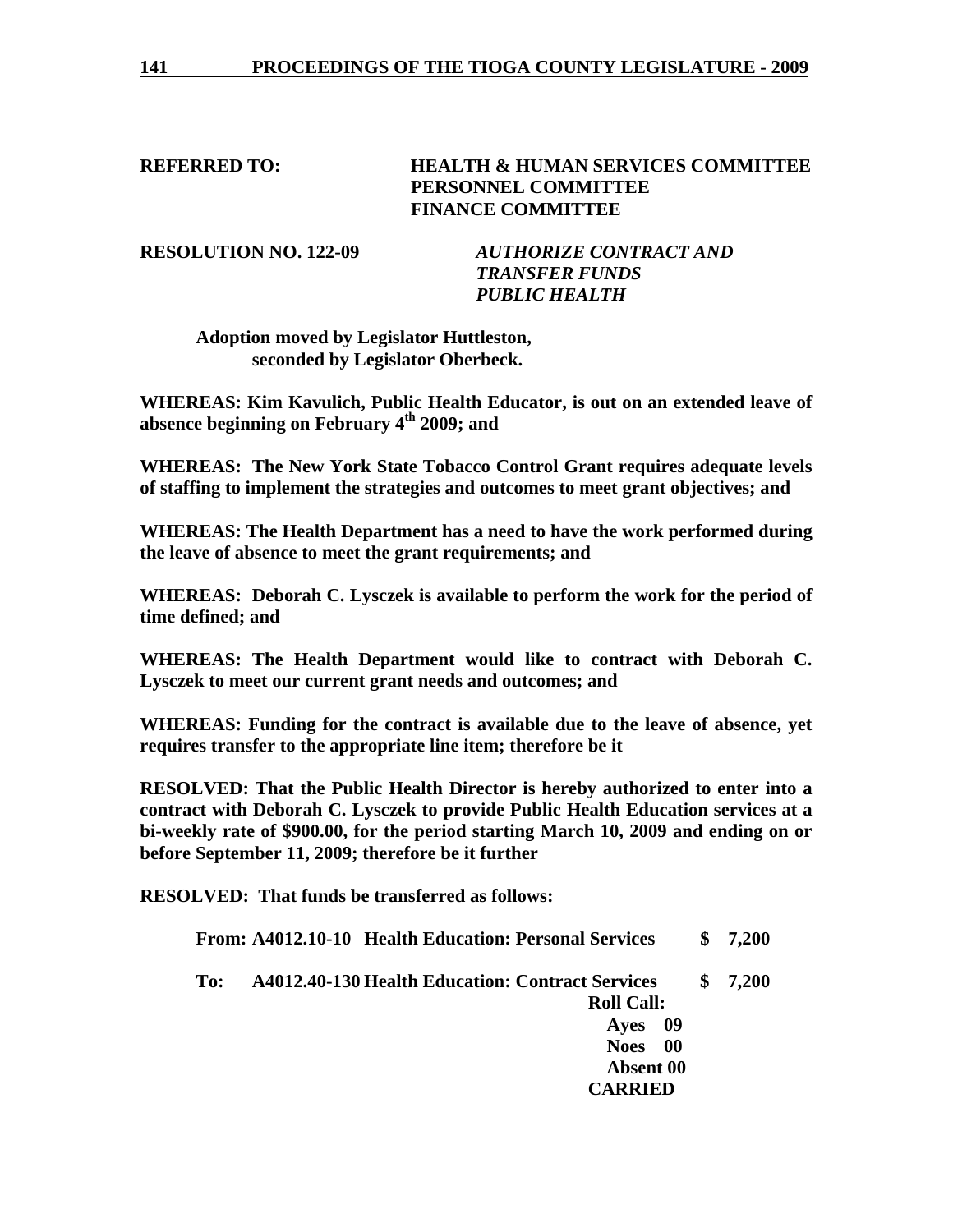**REFERRED TO:** **HEALTH & HUMAN SERVICES COMMITTEE**
**PERSONNEL COMMITTEE**
**FINANCE COMMITTEE**

**RESOLUTION NO. 122-09** ***AUTHORIZE CONTRACT AND TRANSFER FUNDS PUBLIC HEALTH***

**Adoption moved by Legislator Huttleston, seconded by Legislator Oberbeck.**

**WHEREAS: Kim Kavulich, Public Health Educator, is out on an extended leave of absence beginning on February 4th 2009; and**

**WHEREAS: The New York State Tobacco Control Grant requires adequate levels of staffing to implement the strategies and outcomes to meet grant objectives; and**

**WHEREAS: The Health Department has a need to have the work performed during the leave of absence to meet the grant requirements; and**

**WHEREAS: Deborah C. Lysczek is available to perform the work for the period of time defined; and**

**WHEREAS: The Health Department would like to contract with Deborah C. Lysczek to meet our current grant needs and outcomes; and**

**WHEREAS: Funding for the contract is available due to the leave of absence, yet requires transfer to the appropriate line item; therefore be it**

**RESOLVED: That the Public Health Director is hereby authorized to enter into a contract with Deborah C. Lysczek to provide Public Health Education services at a bi-weekly rate of $900.00, for the period starting March 10, 2009 and ending on or before September 11, 2009; therefore be it further**

**RESOLVED: That funds be transferred as follows:**

**From: A4012.10-10 Health Education: Personal Services $ 7,200**

**To: A4012.40-130 Health Education: Contract Services $ 7,200**

**Roll Call:**
**Ayes 09**
**Noes 00**
**Absent 00**
**CARRIED**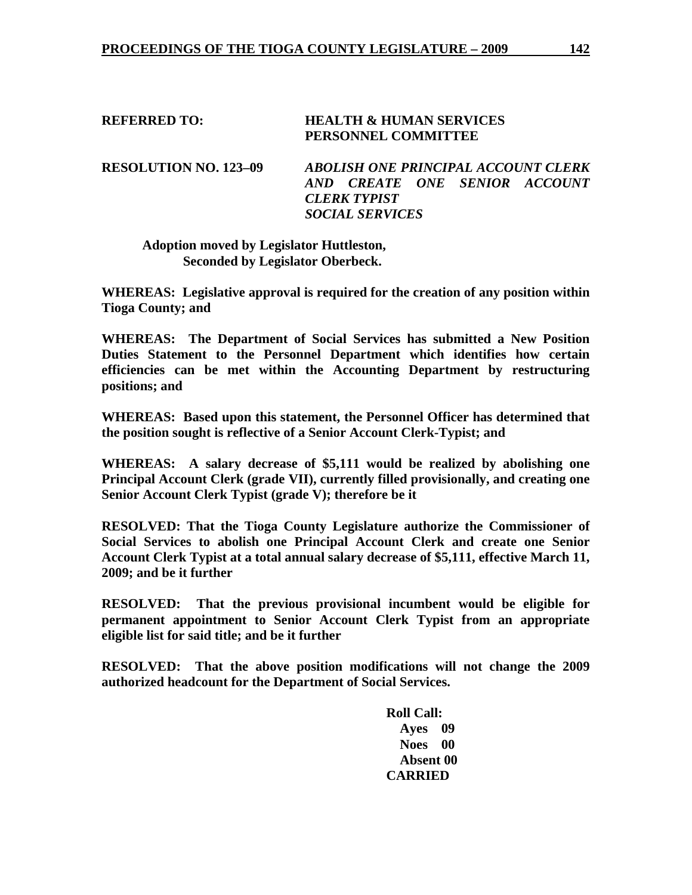**REFERRED TO:** **HEALTH & HUMAN SERVICES PERSONNEL COMMITTEE**

**RESOLUTION NO. 123–09** ***ABOLISH ONE PRINCIPAL ACCOUNT CLERK AND CREATE ONE SENIOR ACCOUNT CLERK TYPIST SOCIAL SERVICES***

**Adoption moved by Legislator Huttleston, Seconded by Legislator Oberbeck.**

**WHEREAS: Legislative approval is required for the creation of any position within Tioga County; and**

**WHEREAS: The Department of Social Services has submitted a New Position Duties Statement to the Personnel Department which identifies how certain efficiencies can be met within the Accounting Department by restructuring positions; and**

**WHEREAS: Based upon this statement, the Personnel Officer has determined that the position sought is reflective of a Senior Account Clerk-Typist; and**

**WHEREAS: A salary decrease of $5,111 would be realized by abolishing one Principal Account Clerk (grade VII), currently filled provisionally, and creating one Senior Account Clerk Typist (grade V); therefore be it**

**RESOLVED: That the Tioga County Legislature authorize the Commissioner of Social Services to abolish one Principal Account Clerk and create one Senior Account Clerk Typist at a total annual salary decrease of $5,111, effective March 11, 2009; and be it further**

**RESOLVED: That the previous provisional incumbent would be eligible for permanent appointment to Senior Account Clerk Typist from an appropriate eligible list for said title; and be it further**

**RESOLVED: That the above position modifications will not change the 2009 authorized headcount for the Department of Social Services.**

**Roll Call:**
**Ayes 09**
**Noes 00**
**Absent 00**
**CARRIED**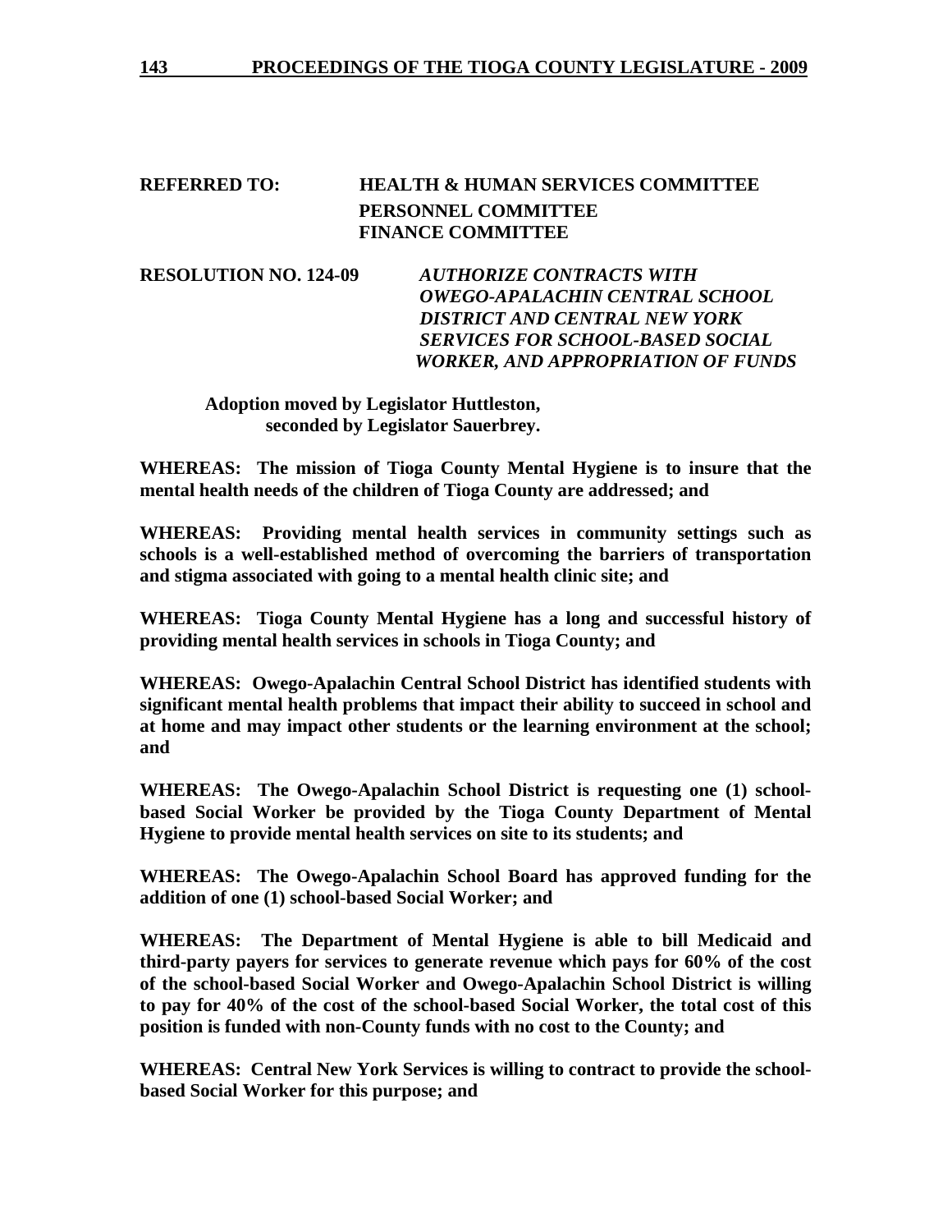**REFERRED TO:** **HEALTH & HUMAN SERVICES COMMITTEE**
**PERSONNEL COMMITTEE**
**FINANCE COMMITTEE**

**RESOLUTION NO. 124-09** ***AUTHORIZE CONTRACTS WITH OWEGO-APALACHIN CENTRAL SCHOOL DISTRICT AND CENTRAL NEW YORK SERVICES FOR SCHOOL-BASED SOCIAL WORKER, AND APPROPRIATION OF FUNDS***

**Adoption moved by Legislator Huttleston, seconded by Legislator Sauerbrey.**

**WHEREAS: The mission of Tioga County Mental Hygiene is to insure that the mental health needs of the children of Tioga County are addressed; and**

**WHEREAS: Providing mental health services in community settings such as schools is a well-established method of overcoming the barriers of transportation and stigma associated with going to a mental health clinic site; and**

**WHEREAS: Tioga County Mental Hygiene has a long and successful history of providing mental health services in schools in Tioga County; and**

**WHEREAS: Owego-Apalachin Central School District has identified students with significant mental health problems that impact their ability to succeed in school and at home and may impact other students or the learning environment at the school; and**

**WHEREAS: The Owego-Apalachin School District is requesting one (1) school-based Social Worker be provided by the Tioga County Department of Mental Hygiene to provide mental health services on site to its students; and**

**WHEREAS: The Owego-Apalachin School Board has approved funding for the addition of one (1) school-based Social Worker; and**

**WHEREAS: The Department of Mental Hygiene is able to bill Medicaid and third-party payers for services to generate revenue which pays for 60% of the cost of the school-based Social Worker and Owego-Apalachin School District is willing to pay for 40% of the cost of the school-based Social Worker, the total cost of this position is funded with non-County funds with no cost to the County; and**

**WHEREAS: Central New York Services is willing to contract to provide the school-based Social Worker for this purpose; and**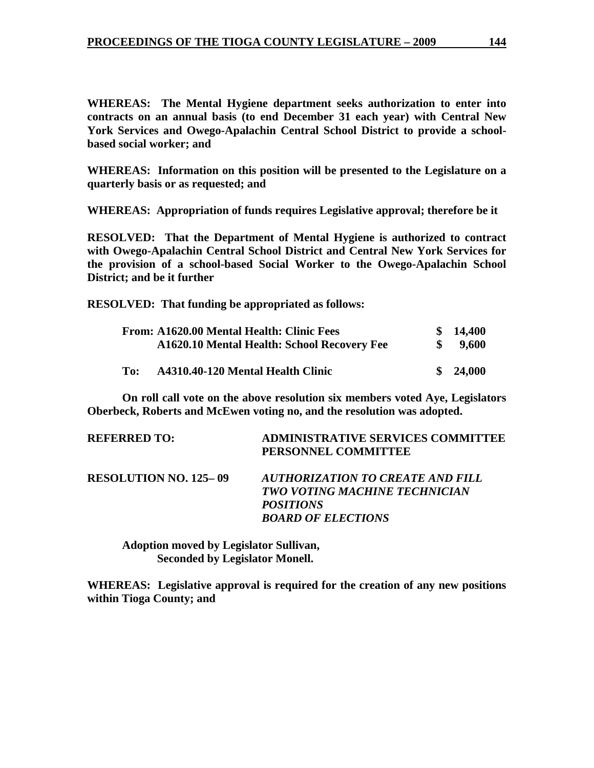**WHEREAS: The Mental Hygiene department seeks authorization to enter into contracts on an annual basis (to end December 31 each year) with Central New York Services and Owego-Apalachin Central School District to provide a school-based social worker; and**

**WHEREAS: Information on this position will be presented to the Legislature on a quarterly basis or as requested; and**

**WHEREAS: Appropriation of funds requires Legislative approval; therefore be it**

**RESOLVED: That the Department of Mental Hygiene is authorized to contract with Owego-Apalachin Central School District and Central New York Services for the provision of a school-based Social Worker to the Owego-Apalachin School District; and be it further**

**RESOLVED: That funding be appropriated as follows:**

| | | |
|---|---|---|
| **From:** | **A1620.00 Mental Health: Clinic Fees** | **$ 14,400** |
| | **A1620.10 Mental Health: School Recovery Fee** | **$ 9,600** |
| **To:** | **A4310.40-120 Mental Health Clinic** | **$ 24,000** |

**On roll call vote on the above resolution six members voted Aye, Legislators Oberbeck, Roberts and McEwen voting no, and the resolution was adopted.**

**REFERRED TO:** **ADMINISTRATIVE SERVICES COMMITTEE**
**PERSONNEL COMMITTEE**

**RESOLUTION NO. 125– 09** ***AUTHORIZATION TO CREATE AND FILL TWO VOTING MACHINE TECHNICIAN POSITIONS***
***BOARD OF ELECTIONS***

**Adoption moved by Legislator Sullivan,**
**Seconded by Legislator Monell.**

**WHEREAS: Legislative approval is required for the creation of any new positions within Tioga County; and**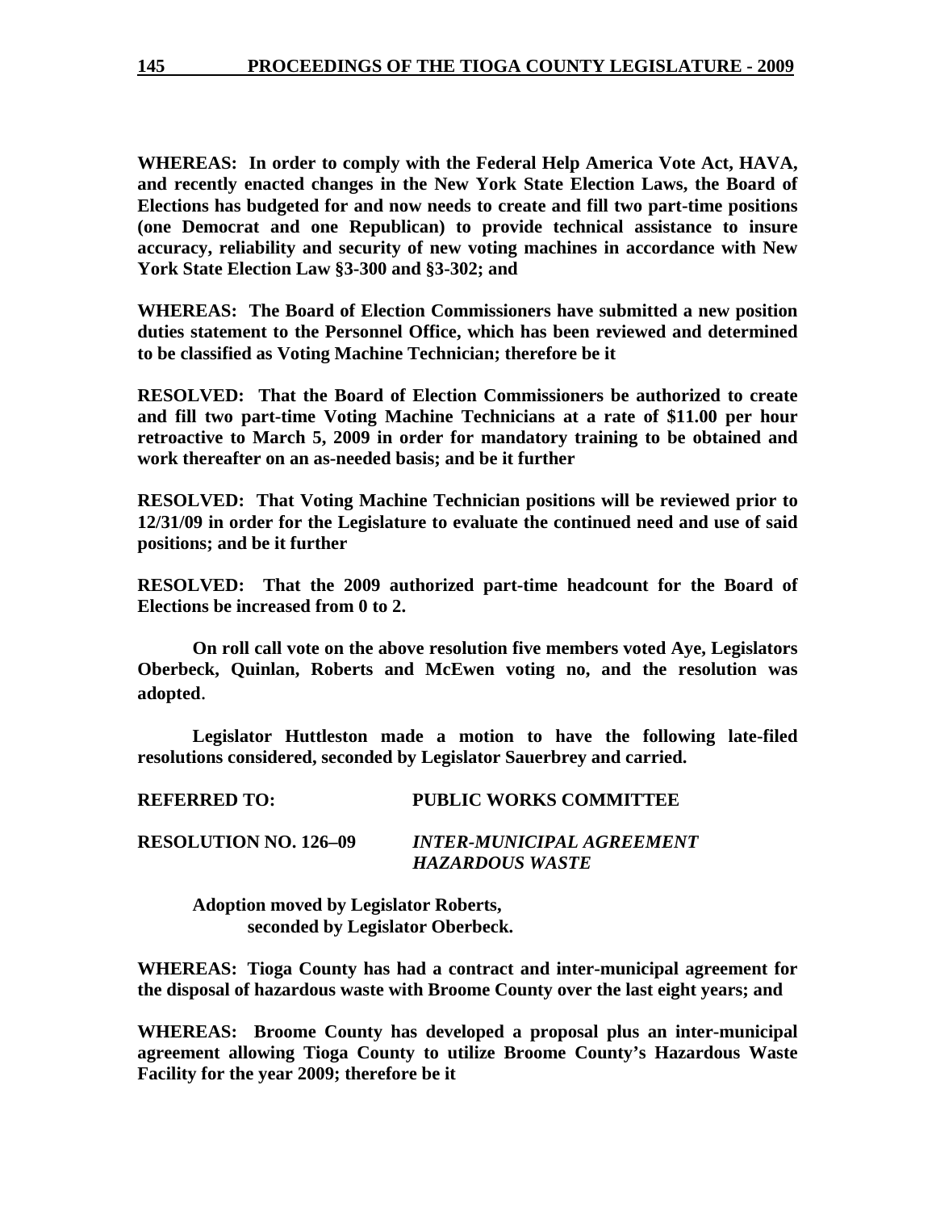**WHEREAS: In order to comply with the Federal Help America Vote Act, HAVA, and recently enacted changes in the New York State Election Laws, the Board of Elections has budgeted for and now needs to create and fill two part-time positions (one Democrat and one Republican) to provide technical assistance to insure accuracy, reliability and security of new voting machines in accordance with New York State Election Law §3-300 and §3-302; and**

**WHEREAS: The Board of Election Commissioners have submitted a new position duties statement to the Personnel Office, which has been reviewed and determined to be classified as Voting Machine Technician; therefore be it**

**RESOLVED: That the Board of Election Commissioners be authorized to create and fill two part-time Voting Machine Technicians at a rate of $11.00 per hour retroactive to March 5, 2009 in order for mandatory training to be obtained and work thereafter on an as-needed basis; and be it further**

**RESOLVED: That Voting Machine Technician positions will be reviewed prior to 12/31/09 in order for the Legislature to evaluate the continued need and use of said positions; and be it further**

**RESOLVED: That the 2009 authorized part-time headcount for the Board of Elections be increased from 0 to 2.**

**On roll call vote on the above resolution five members voted Aye, Legislators Oberbeck, Quinlan, Roberts and McEwen voting no, and the resolution was adopted.**

**Legislator Huttleston made a motion to have the following late-filed resolutions considered, seconded by Legislator Sauerbrey and carried.**

**REFERRED TO: PUBLIC WORKS COMMITTEE**

**RESOLUTION NO. 126–09** ***INTER-MUNICIPAL AGREEMENT HAZARDOUS WASTE***

**Adoption moved by Legislator Roberts, seconded by Legislator Oberbeck.**

**WHEREAS: Tioga County has had a contract and inter-municipal agreement for the disposal of hazardous waste with Broome County over the last eight years; and**

**WHEREAS: Broome County has developed a proposal plus an inter-municipal agreement allowing Tioga County to utilize Broome County's Hazardous Waste Facility for the year 2009; therefore be it**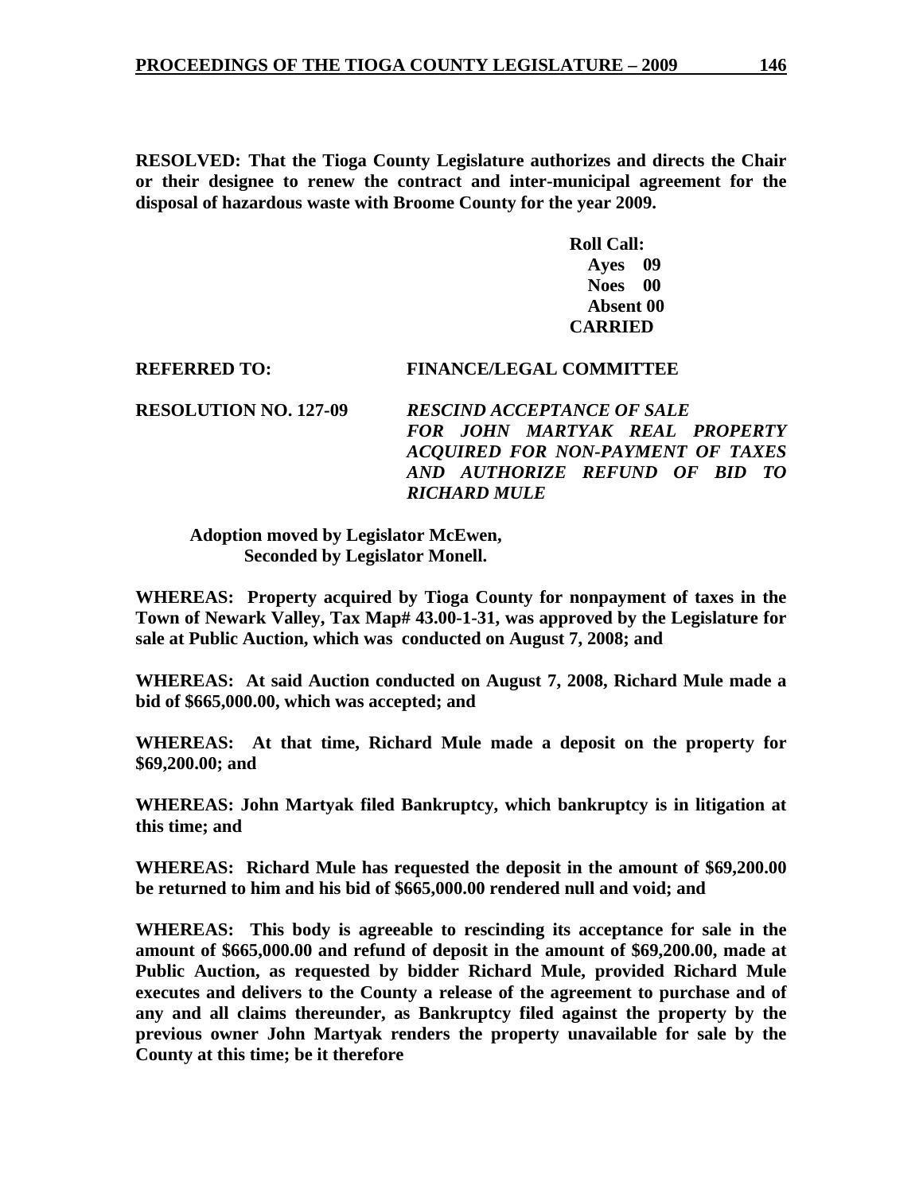**RESOLVED: That the Tioga County Legislature authorizes and directs the Chair or their designee to renew the contract and inter-municipal agreement for the disposal of hazardous waste with Broome County for the year 2009.**

**Roll Call:**
**Ayes 09**
**Noes 00**
**Absent 00**
**CARRIED**

**REFERRED TO:** **FINANCE/LEGAL COMMITTEE**

**RESOLUTION NO. 127-09** ***RESCIND ACCEPTANCE OF SALE FOR JOHN MARTYAK REAL PROPERTY ACQUIRED FOR NON-PAYMENT OF TAXES AND AUTHORIZE REFUND OF BID TO RICHARD MULE***

**Adoption moved by Legislator McEwen,**
**Seconded by Legislator Monell.**

**WHEREAS: Property acquired by Tioga County for nonpayment of taxes in the Town of Newark Valley, Tax Map# 43.00-1-31, was approved by the Legislature for sale at Public Auction, which was conducted on August 7, 2008; and**

**WHEREAS: At said Auction conducted on August 7, 2008, Richard Mule made a bid of $665,000.00, which was accepted; and**

**WHEREAS: At that time, Richard Mule made a deposit on the property for $69,200.00; and**

**WHEREAS: John Martyak filed Bankruptcy, which bankruptcy is in litigation at this time; and**

**WHEREAS: Richard Mule has requested the deposit in the amount of $69,200.00 be returned to him and his bid of $665,000.00 rendered null and void; and**

**WHEREAS: This body is agreeable to rescinding its acceptance for sale in the amount of $665,000.00 and refund of deposit in the amount of $69,200.00, made at Public Auction, as requested by bidder Richard Mule, provided Richard Mule executes and delivers to the County a release of the agreement to purchase and of any and all claims thereunder, as Bankruptcy filed against the property by the previous owner John Martyak renders the property unavailable for sale by the County at this time; be it therefore**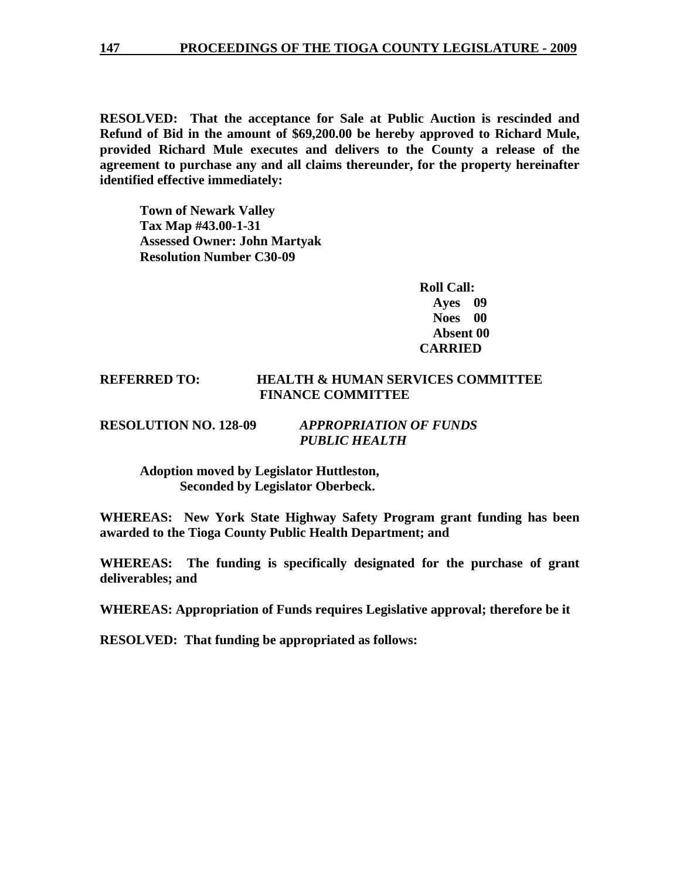**RESOLVED: That the acceptance for Sale at Public Auction is rescinded and Refund of Bid in the amount of $69,200.00 be hereby approved to Richard Mule, provided Richard Mule executes and delivers to the County a release of the agreement to purchase any and all claims thereunder, for the property hereinafter identified effective immediately:**

**Town of Newark Valley**
**Tax Map #43.00-1-31**
**Assessed Owner: John Martyak**
**Resolution Number C30-09**

**Roll Call:**
**Ayes 09**
**Noes 00**
**Absent 00**
**CARRIED**

**REFERRED TO: HEALTH & HUMAN SERVICES COMMITTEE**
**FINANCE COMMITTEE**

**RESOLUTION NO. 128-09** ***APPROPRIATION OF FUNDS PUBLIC HEALTH***

**Adoption moved by Legislator Huttleston,**
**Seconded by Legislator Oberbeck.**

**WHEREAS: New York State Highway Safety Program grant funding has been awarded to the Tioga County Public Health Department; and**

**WHEREAS: The funding is specifically designated for the purchase of grant deliverables; and**

**WHEREAS: Appropriation of Funds requires Legislative approval; therefore be it**

**RESOLVED: That funding be appropriated as follows:**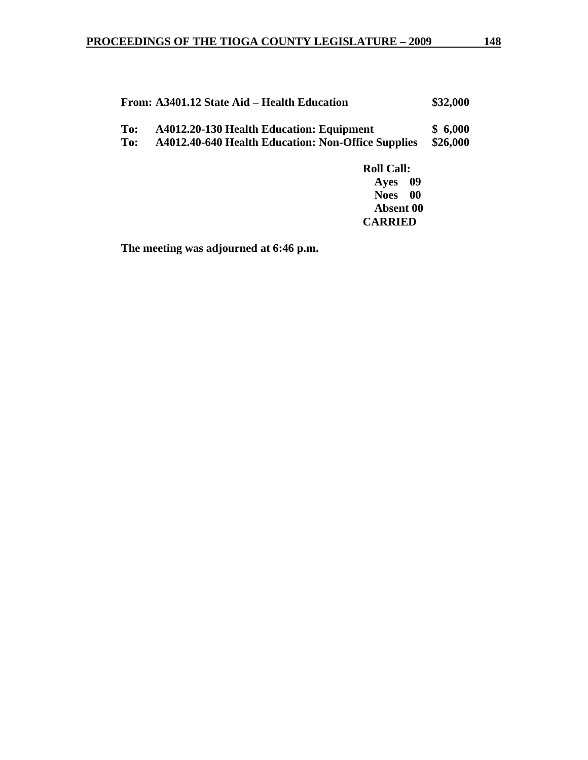| | | |
|---|---|---|
| **From:** | **A3401.12 State Aid – Health Education** | **$32,000** |
| **To:** | **A4012.20-130 Health Education: Equipment** | **$ 6,000** |
| **To:** | **A4012.40-640 Health Education: Non-Office Supplies** | **$26,000** |

**Roll Call:**
**Ayes 09**
**Noes 00**
**Absent 00**
**CARRIED**

**The meeting was adjourned at 6:46 p.m.**